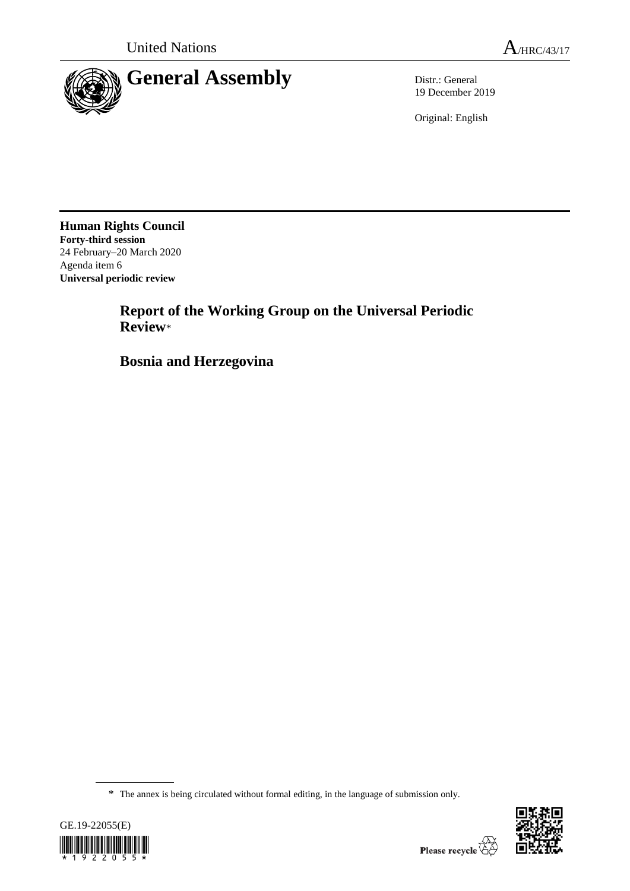United Nations

A/HRC/43/17

# General Assembly

Distr.: General
19 December 2019

Original: English

**Human Rights Council**
**Forty-third session**
24 February–20 March 2020
Agenda item 6
**Universal periodic review**

## Report of the Working Group on the Universal Periodic Review*

## Bosnia and Herzegovina

* The annex is being circulated without formal editing, in the language of submission only.

GE.19-22055(E)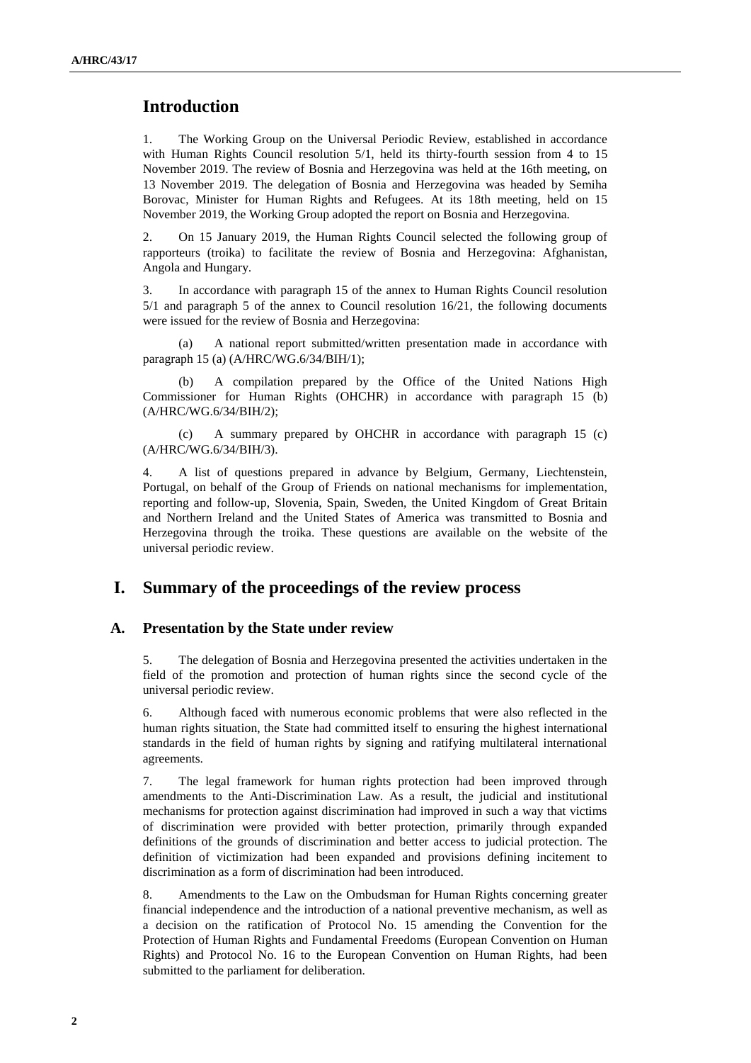## Introduction

1. The Working Group on the Universal Periodic Review, established in accordance with Human Rights Council resolution 5/1, held its thirty-fourth session from 4 to 15 November 2019. The review of Bosnia and Herzegovina was held at the 16th meeting, on 13 November 2019. The delegation of Bosnia and Herzegovina was headed by Semiha Borovac, Minister for Human Rights and Refugees. At its 18th meeting, held on 15 November 2019, the Working Group adopted the report on Bosnia and Herzegovina.

2. On 15 January 2019, the Human Rights Council selected the following group of rapporteurs (troika) to facilitate the review of Bosnia and Herzegovina: Afghanistan, Angola and Hungary.

3. In accordance with paragraph 15 of the annex to Human Rights Council resolution 5/1 and paragraph 5 of the annex to Council resolution 16/21, the following documents were issued for the review of Bosnia and Herzegovina:

(a) A national report submitted/written presentation made in accordance with paragraph 15 (a) (A/HRC/WG.6/34/BIH/1);

(b) A compilation prepared by the Office of the United Nations High Commissioner for Human Rights (OHCHR) in accordance with paragraph 15 (b) (A/HRC/WG.6/34/BIH/2);

(c) A summary prepared by OHCHR in accordance with paragraph 15 (c) (A/HRC/WG.6/34/BIH/3).

4. A list of questions prepared in advance by Belgium, Germany, Liechtenstein, Portugal, on behalf of the Group of Friends on national mechanisms for implementation, reporting and follow-up, Slovenia, Spain, Sweden, the United Kingdom of Great Britain and Northern Ireland and the United States of America was transmitted to Bosnia and Herzegovina through the troika. These questions are available on the website of the universal periodic review.

## I. Summary of the proceedings of the review process

### A. Presentation by the State under review

5. The delegation of Bosnia and Herzegovina presented the activities undertaken in the field of the promotion and protection of human rights since the second cycle of the universal periodic review.

6. Although faced with numerous economic problems that were also reflected in the human rights situation, the State had committed itself to ensuring the highest international standards in the field of human rights by signing and ratifying multilateral international agreements.

7. The legal framework for human rights protection had been improved through amendments to the Anti-Discrimination Law. As a result, the judicial and institutional mechanisms for protection against discrimination had improved in such a way that victims of discrimination were provided with better protection, primarily through expanded definitions of the grounds of discrimination and better access to judicial protection. The definition of victimization had been expanded and provisions defining incitement to discrimination as a form of discrimination had been introduced.

8. Amendments to the Law on the Ombudsman for Human Rights concerning greater financial independence and the introduction of a national preventive mechanism, as well as a decision on the ratification of Protocol No. 15 amending the Convention for the Protection of Human Rights and Fundamental Freedoms (European Convention on Human Rights) and Protocol No. 16 to the European Convention on Human Rights, had been submitted to the parliament for deliberation.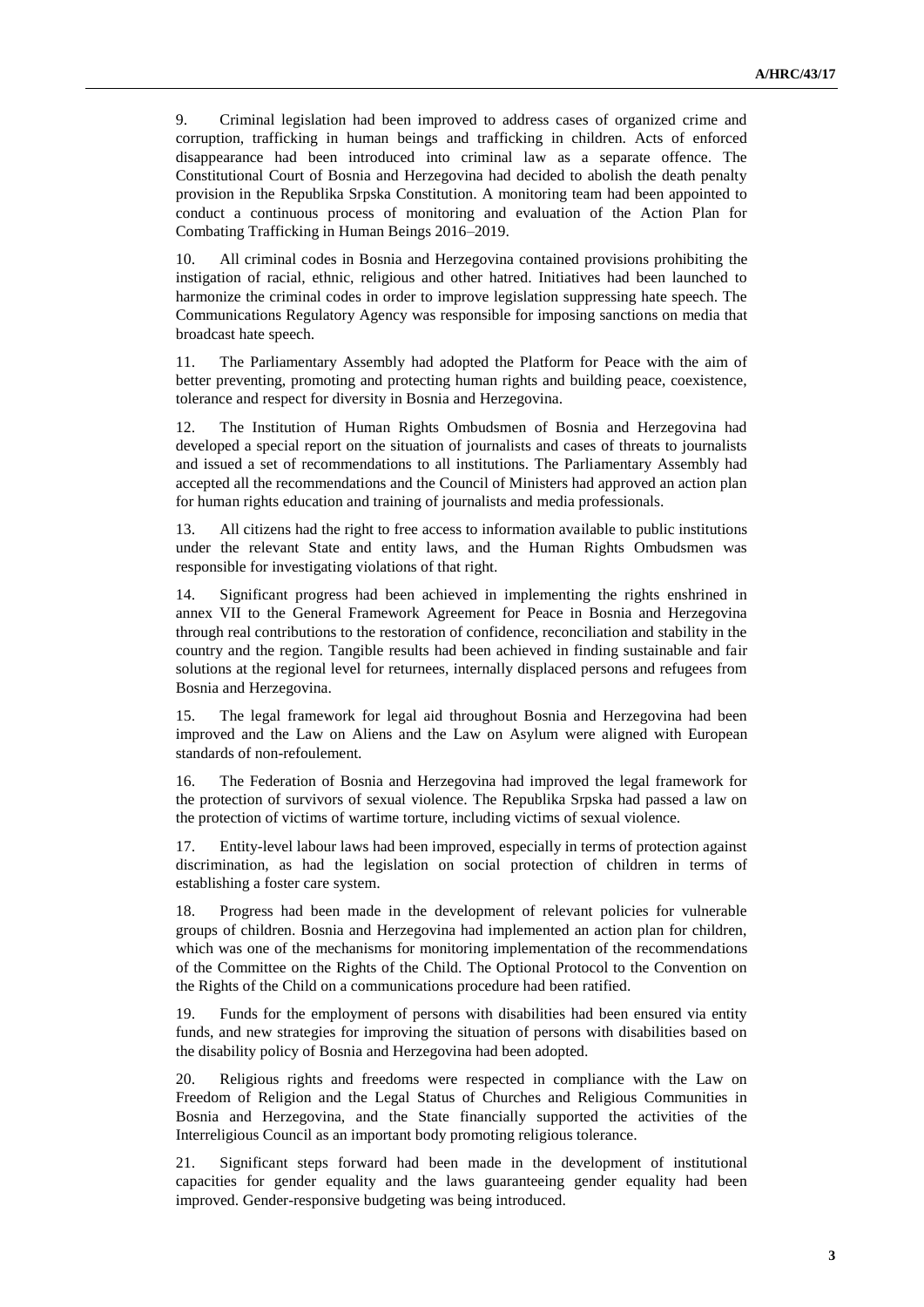9. Criminal legislation had been improved to address cases of organized crime and corruption, trafficking in human beings and trafficking in children. Acts of enforced disappearance had been introduced into criminal law as a separate offence. The Constitutional Court of Bosnia and Herzegovina had decided to abolish the death penalty provision in the Republika Srpska Constitution. A monitoring team had been appointed to conduct a continuous process of monitoring and evaluation of the Action Plan for Combating Trafficking in Human Beings 2016–2019.

10. All criminal codes in Bosnia and Herzegovina contained provisions prohibiting the instigation of racial, ethnic, religious and other hatred. Initiatives had been launched to harmonize the criminal codes in order to improve legislation suppressing hate speech. The Communications Regulatory Agency was responsible for imposing sanctions on media that broadcast hate speech.

11. The Parliamentary Assembly had adopted the Platform for Peace with the aim of better preventing, promoting and protecting human rights and building peace, coexistence, tolerance and respect for diversity in Bosnia and Herzegovina.

12. The Institution of Human Rights Ombudsmen of Bosnia and Herzegovina had developed a special report on the situation of journalists and cases of threats to journalists and issued a set of recommendations to all institutions. The Parliamentary Assembly had accepted all the recommendations and the Council of Ministers had approved an action plan for human rights education and training of journalists and media professionals.

13. All citizens had the right to free access to information available to public institutions under the relevant State and entity laws, and the Human Rights Ombudsmen was responsible for investigating violations of that right.

14. Significant progress had been achieved in implementing the rights enshrined in annex VII to the General Framework Agreement for Peace in Bosnia and Herzegovina through real contributions to the restoration of confidence, reconciliation and stability in the country and the region. Tangible results had been achieved in finding sustainable and fair solutions at the regional level for returnees, internally displaced persons and refugees from Bosnia and Herzegovina.

15. The legal framework for legal aid throughout Bosnia and Herzegovina had been improved and the Law on Aliens and the Law on Asylum were aligned with European standards of non-refoulement.

16. The Federation of Bosnia and Herzegovina had improved the legal framework for the protection of survivors of sexual violence. The Republika Srpska had passed a law on the protection of victims of wartime torture, including victims of sexual violence.

17. Entity-level labour laws had been improved, especially in terms of protection against discrimination, as had the legislation on social protection of children in terms of establishing a foster care system.

18. Progress had been made in the development of relevant policies for vulnerable groups of children. Bosnia and Herzegovina had implemented an action plan for children, which was one of the mechanisms for monitoring implementation of the recommendations of the Committee on the Rights of the Child. The Optional Protocol to the Convention on the Rights of the Child on a communications procedure had been ratified.

19. Funds for the employment of persons with disabilities had been ensured via entity funds, and new strategies for improving the situation of persons with disabilities based on the disability policy of Bosnia and Herzegovina had been adopted.

20. Religious rights and freedoms were respected in compliance with the Law on Freedom of Religion and the Legal Status of Churches and Religious Communities in Bosnia and Herzegovina, and the State financially supported the activities of the Interreligious Council as an important body promoting religious tolerance.

21. Significant steps forward had been made in the development of institutional capacities for gender equality and the laws guaranteeing gender equality had been improved. Gender-responsive budgeting was being introduced.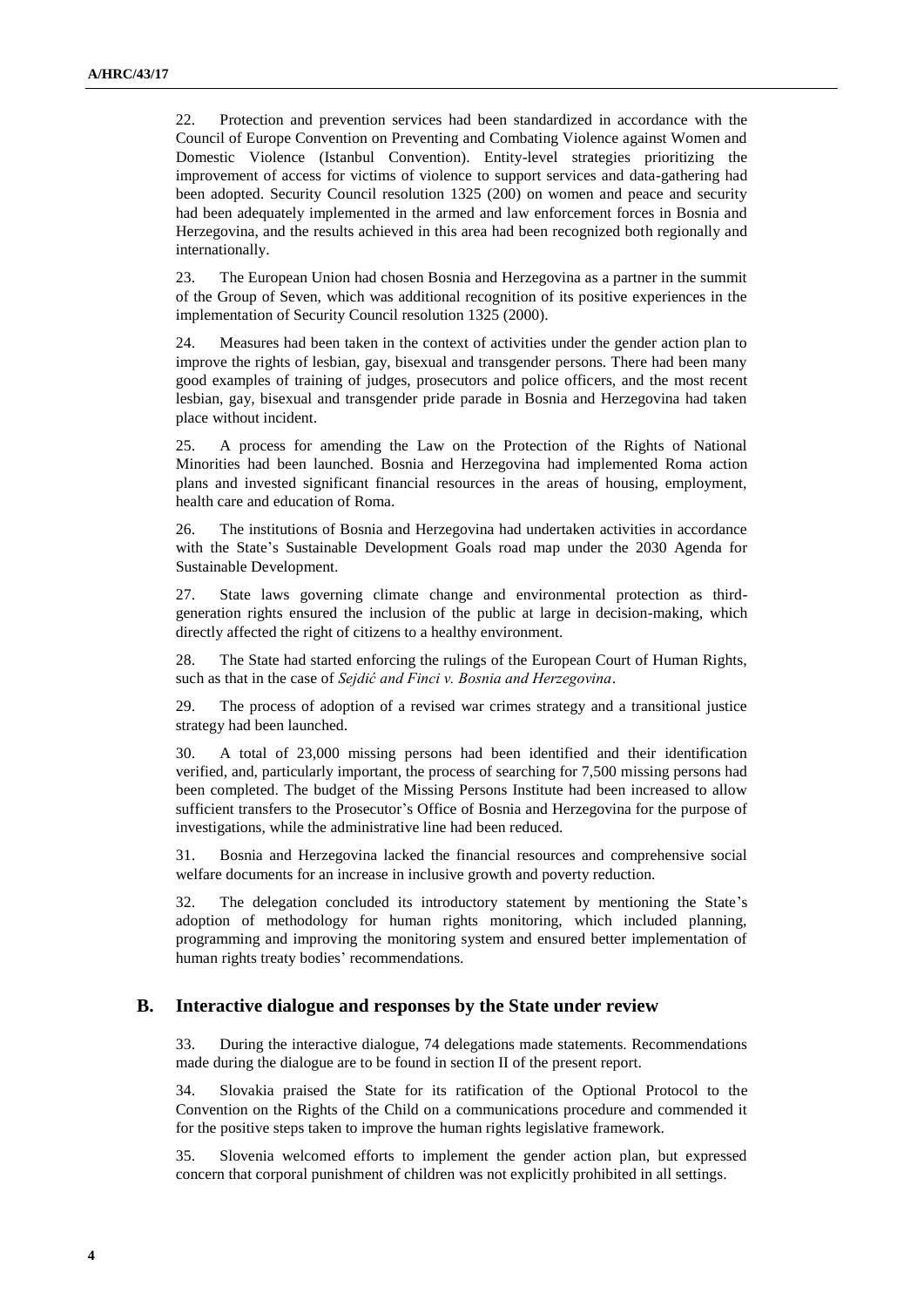22. Protection and prevention services had been standardized in accordance with the Council of Europe Convention on Preventing and Combating Violence against Women and Domestic Violence (Istanbul Convention). Entity-level strategies prioritizing the improvement of access for victims of violence to support services and data-gathering had been adopted. Security Council resolution 1325 (200) on women and peace and security had been adequately implemented in the armed and law enforcement forces in Bosnia and Herzegovina, and the results achieved in this area had been recognized both regionally and internationally.

23. The European Union had chosen Bosnia and Herzegovina as a partner in the summit of the Group of Seven, which was additional recognition of its positive experiences in the implementation of Security Council resolution 1325 (2000).

24. Measures had been taken in the context of activities under the gender action plan to improve the rights of lesbian, gay, bisexual and transgender persons. There had been many good examples of training of judges, prosecutors and police officers, and the most recent lesbian, gay, bisexual and transgender pride parade in Bosnia and Herzegovina had taken place without incident.

25. A process for amending the Law on the Protection of the Rights of National Minorities had been launched. Bosnia and Herzegovina had implemented Roma action plans and invested significant financial resources in the areas of housing, employment, health care and education of Roma.

26. The institutions of Bosnia and Herzegovina had undertaken activities in accordance with the State's Sustainable Development Goals road map under the 2030 Agenda for Sustainable Development.

27. State laws governing climate change and environmental protection as third-generation rights ensured the inclusion of the public at large in decision-making, which directly affected the right of citizens to a healthy environment.

28. The State had started enforcing the rulings of the European Court of Human Rights, such as that in the case of *Sejdić and Finci v. Bosnia and Herzegovina*.

29. The process of adoption of a revised war crimes strategy and a transitional justice strategy had been launched.

30. A total of 23,000 missing persons had been identified and their identification verified, and, particularly important, the process of searching for 7,500 missing persons had been completed. The budget of the Missing Persons Institute had been increased to allow sufficient transfers to the Prosecutor's Office of Bosnia and Herzegovina for the purpose of investigations, while the administrative line had been reduced.

31. Bosnia and Herzegovina lacked the financial resources and comprehensive social welfare documents for an increase in inclusive growth and poverty reduction.

32. The delegation concluded its introductory statement by mentioning the State's adoption of methodology for human rights monitoring, which included planning, programming and improving the monitoring system and ensured better implementation of human rights treaty bodies' recommendations.

## B. Interactive dialogue and responses by the State under review

33. During the interactive dialogue, 74 delegations made statements. Recommendations made during the dialogue are to be found in section II of the present report.

34. Slovakia praised the State for its ratification of the Optional Protocol to the Convention on the Rights of the Child on a communications procedure and commended it for the positive steps taken to improve the human rights legislative framework.

35. Slovenia welcomed efforts to implement the gender action plan, but expressed concern that corporal punishment of children was not explicitly prohibited in all settings.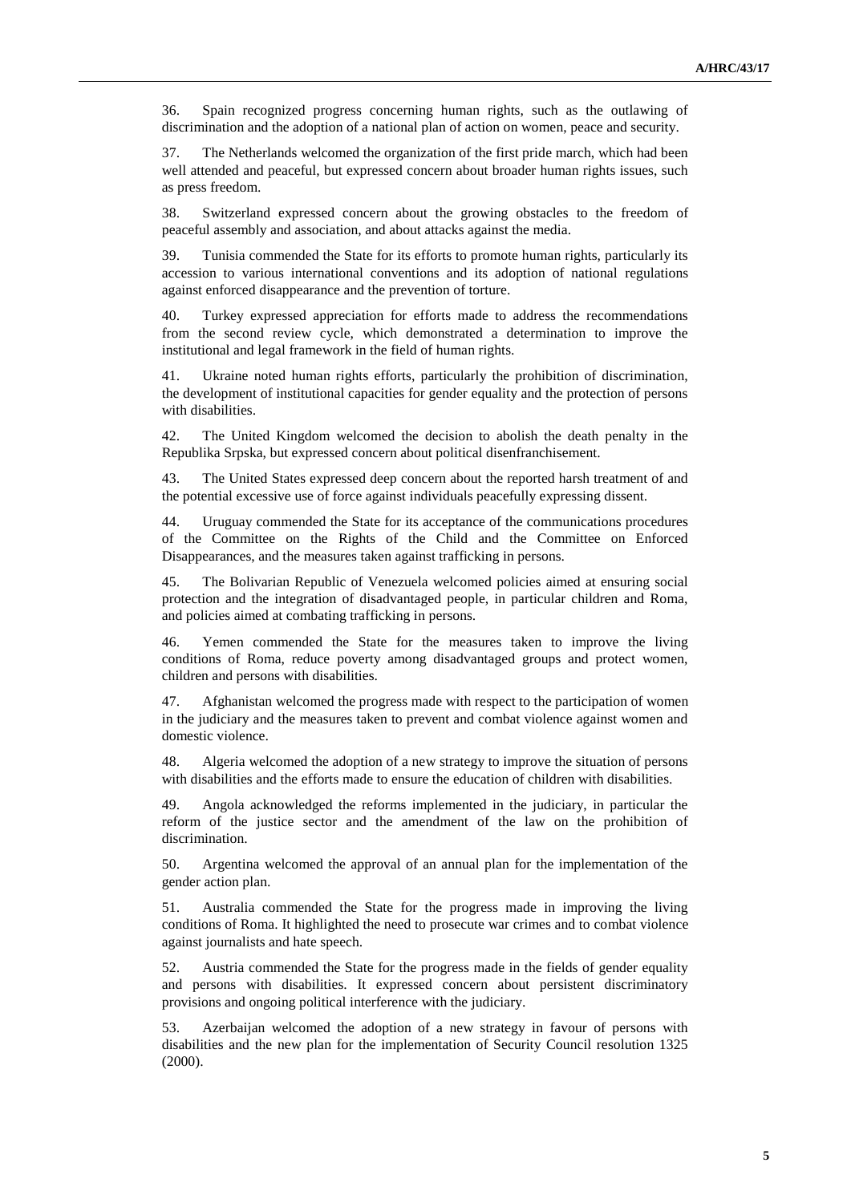36. Spain recognized progress concerning human rights, such as the outlawing of discrimination and the adoption of a national plan of action on women, peace and security.

37. The Netherlands welcomed the organization of the first pride march, which had been well attended and peaceful, but expressed concern about broader human rights issues, such as press freedom.

38. Switzerland expressed concern about the growing obstacles to the freedom of peaceful assembly and association, and about attacks against the media.

39. Tunisia commended the State for its efforts to promote human rights, particularly its accession to various international conventions and its adoption of national regulations against enforced disappearance and the prevention of torture.

40. Turkey expressed appreciation for efforts made to address the recommendations from the second review cycle, which demonstrated a determination to improve the institutional and legal framework in the field of human rights.

41. Ukraine noted human rights efforts, particularly the prohibition of discrimination, the development of institutional capacities for gender equality and the protection of persons with disabilities.

42. The United Kingdom welcomed the decision to abolish the death penalty in the Republika Srpska, but expressed concern about political disenfranchisement.

43. The United States expressed deep concern about the reported harsh treatment of and the potential excessive use of force against individuals peacefully expressing dissent.

44. Uruguay commended the State for its acceptance of the communications procedures of the Committee on the Rights of the Child and the Committee on Enforced Disappearances, and the measures taken against trafficking in persons.

45. The Bolivarian Republic of Venezuela welcomed policies aimed at ensuring social protection and the integration of disadvantaged people, in particular children and Roma, and policies aimed at combating trafficking in persons.

46. Yemen commended the State for the measures taken to improve the living conditions of Roma, reduce poverty among disadvantaged groups and protect women, children and persons with disabilities.

47. Afghanistan welcomed the progress made with respect to the participation of women in the judiciary and the measures taken to prevent and combat violence against women and domestic violence.

48. Algeria welcomed the adoption of a new strategy to improve the situation of persons with disabilities and the efforts made to ensure the education of children with disabilities.

49. Angola acknowledged the reforms implemented in the judiciary, in particular the reform of the justice sector and the amendment of the law on the prohibition of discrimination.

50. Argentina welcomed the approval of an annual plan for the implementation of the gender action plan.

51. Australia commended the State for the progress made in improving the living conditions of Roma. It highlighted the need to prosecute war crimes and to combat violence against journalists and hate speech.

52. Austria commended the State for the progress made in the fields of gender equality and persons with disabilities. It expressed concern about persistent discriminatory provisions and ongoing political interference with the judiciary.

53. Azerbaijan welcomed the adoption of a new strategy in favour of persons with disabilities and the new plan for the implementation of Security Council resolution 1325 (2000).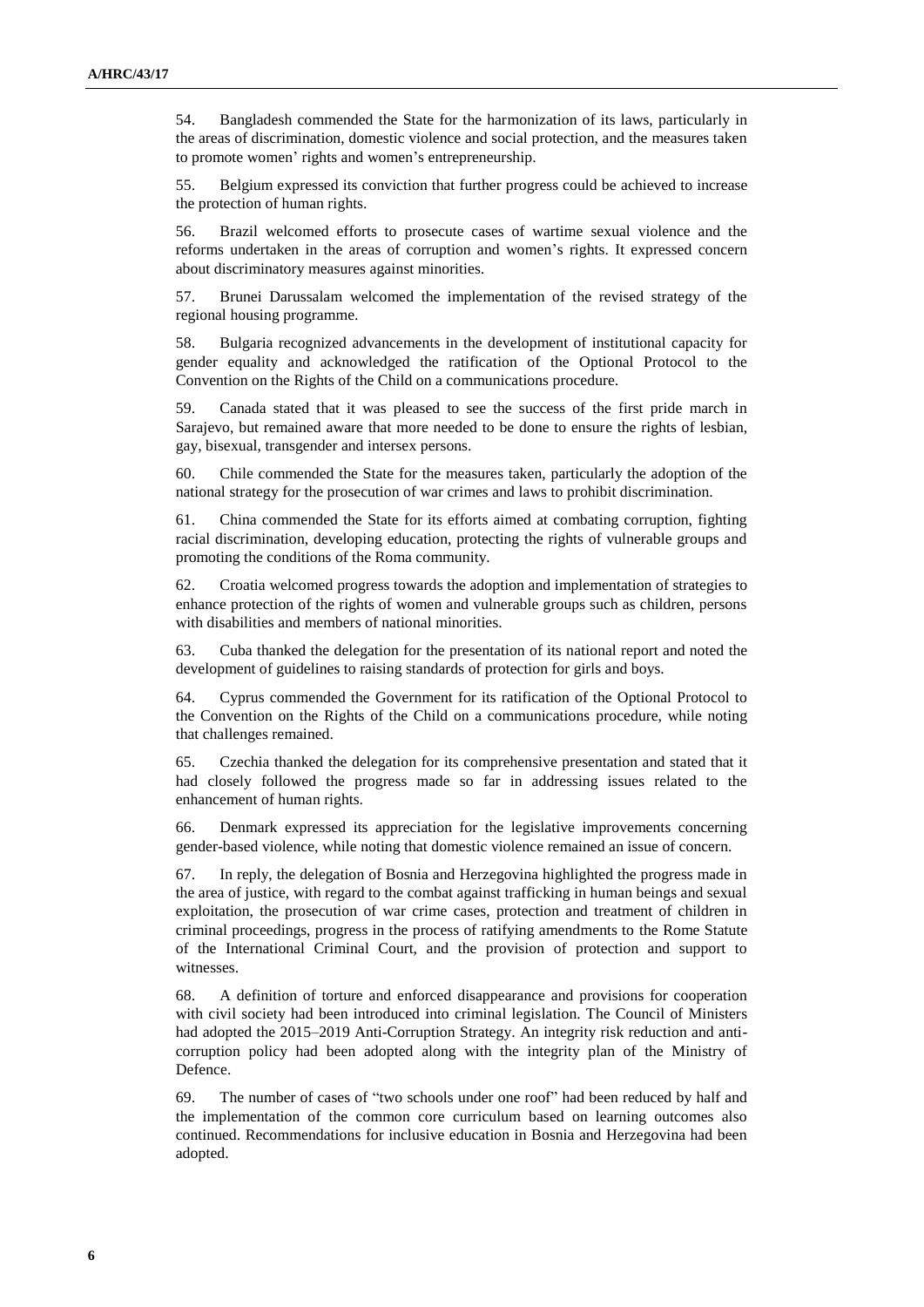54. Bangladesh commended the State for the harmonization of its laws, particularly in the areas of discrimination, domestic violence and social protection, and the measures taken to promote women' rights and women's entrepreneurship.

55. Belgium expressed its conviction that further progress could be achieved to increase the protection of human rights.

56. Brazil welcomed efforts to prosecute cases of wartime sexual violence and the reforms undertaken in the areas of corruption and women's rights. It expressed concern about discriminatory measures against minorities.

57. Brunei Darussalam welcomed the implementation of the revised strategy of the regional housing programme.

58. Bulgaria recognized advancements in the development of institutional capacity for gender equality and acknowledged the ratification of the Optional Protocol to the Convention on the Rights of the Child on a communications procedure.

59. Canada stated that it was pleased to see the success of the first pride march in Sarajevo, but remained aware that more needed to be done to ensure the rights of lesbian, gay, bisexual, transgender and intersex persons.

60. Chile commended the State for the measures taken, particularly the adoption of the national strategy for the prosecution of war crimes and laws to prohibit discrimination.

61. China commended the State for its efforts aimed at combating corruption, fighting racial discrimination, developing education, protecting the rights of vulnerable groups and promoting the conditions of the Roma community.

62. Croatia welcomed progress towards the adoption and implementation of strategies to enhance protection of the rights of women and vulnerable groups such as children, persons with disabilities and members of national minorities.

63. Cuba thanked the delegation for the presentation of its national report and noted the development of guidelines to raising standards of protection for girls and boys.

64. Cyprus commended the Government for its ratification of the Optional Protocol to the Convention on the Rights of the Child on a communications procedure, while noting that challenges remained.

65. Czechia thanked the delegation for its comprehensive presentation and stated that it had closely followed the progress made so far in addressing issues related to the enhancement of human rights.

66. Denmark expressed its appreciation for the legislative improvements concerning gender-based violence, while noting that domestic violence remained an issue of concern.

67. In reply, the delegation of Bosnia and Herzegovina highlighted the progress made in the area of justice, with regard to the combat against trafficking in human beings and sexual exploitation, the prosecution of war crime cases, protection and treatment of children in criminal proceedings, progress in the process of ratifying amendments to the Rome Statute of the International Criminal Court, and the provision of protection and support to witnesses.

68. A definition of torture and enforced disappearance and provisions for cooperation with civil society had been introduced into criminal legislation. The Council of Ministers had adopted the 2015–2019 Anti-Corruption Strategy. An integrity risk reduction and anti-corruption policy had been adopted along with the integrity plan of the Ministry of Defence.

69. The number of cases of "two schools under one roof" had been reduced by half and the implementation of the common core curriculum based on learning outcomes also continued. Recommendations for inclusive education in Bosnia and Herzegovina had been adopted.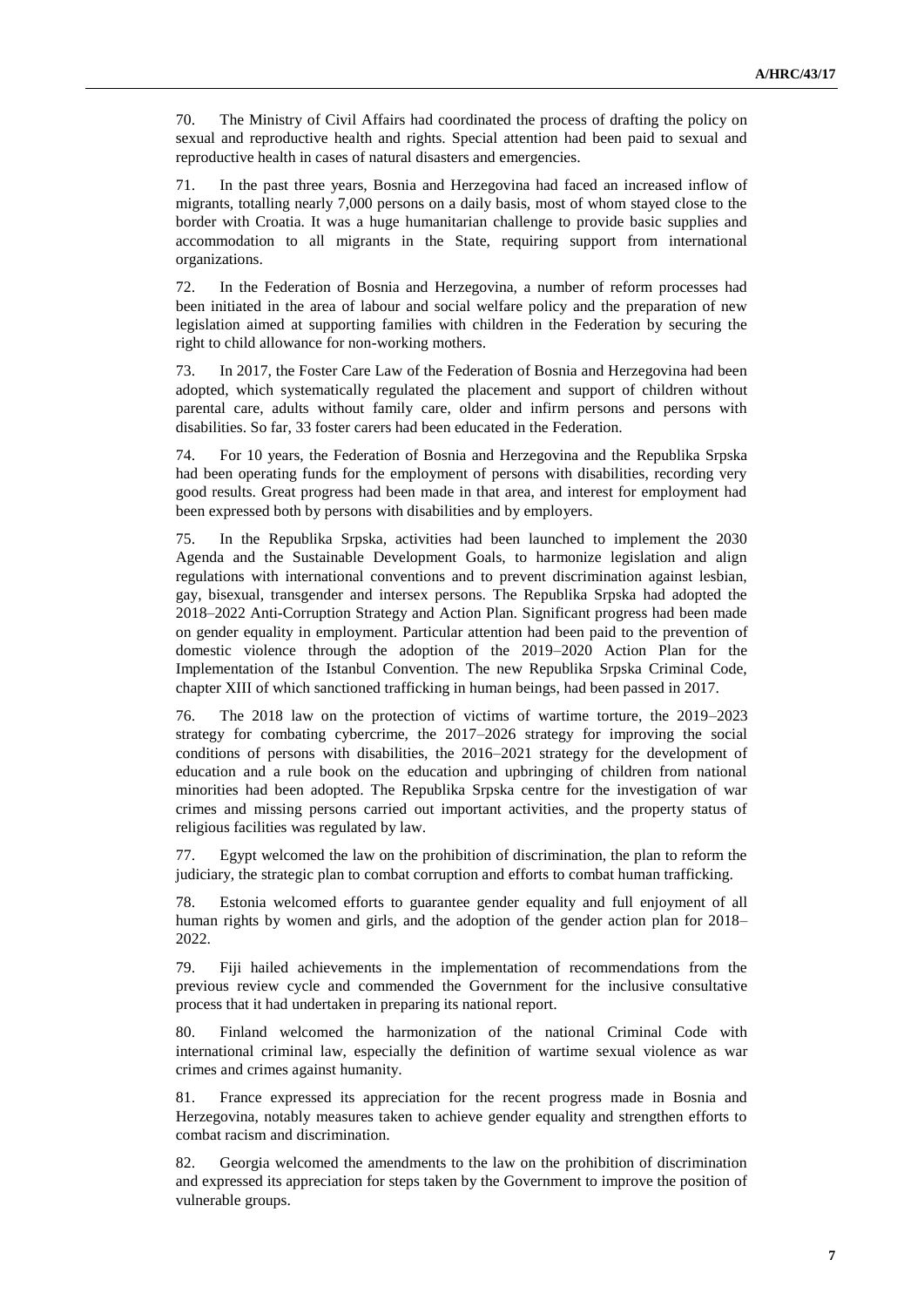70. The Ministry of Civil Affairs had coordinated the process of drafting the policy on sexual and reproductive health and rights. Special attention had been paid to sexual and reproductive health in cases of natural disasters and emergencies.

71. In the past three years, Bosnia and Herzegovina had faced an increased inflow of migrants, totalling nearly 7,000 persons on a daily basis, most of whom stayed close to the border with Croatia. It was a huge humanitarian challenge to provide basic supplies and accommodation to all migrants in the State, requiring support from international organizations.

72. In the Federation of Bosnia and Herzegovina, a number of reform processes had been initiated in the area of labour and social welfare policy and the preparation of new legislation aimed at supporting families with children in the Federation by securing the right to child allowance for non-working mothers.

73. In 2017, the Foster Care Law of the Federation of Bosnia and Herzegovina had been adopted, which systematically regulated the placement and support of children without parental care, adults without family care, older and infirm persons and persons with disabilities. So far, 33 foster carers had been educated in the Federation.

74. For 10 years, the Federation of Bosnia and Herzegovina and the Republika Srpska had been operating funds for the employment of persons with disabilities, recording very good results. Great progress had been made in that area, and interest for employment had been expressed both by persons with disabilities and by employers.

75. In the Republika Srpska, activities had been launched to implement the 2030 Agenda and the Sustainable Development Goals, to harmonize legislation and align regulations with international conventions and to prevent discrimination against lesbian, gay, bisexual, transgender and intersex persons. The Republika Srpska had adopted the 2018–2022 Anti-Corruption Strategy and Action Plan. Significant progress had been made on gender equality in employment. Particular attention had been paid to the prevention of domestic violence through the adoption of the 2019–2020 Action Plan for the Implementation of the Istanbul Convention. The new Republika Srpska Criminal Code, chapter XIII of which sanctioned trafficking in human beings, had been passed in 2017.

76. The 2018 law on the protection of victims of wartime torture, the 2019–2023 strategy for combating cybercrime, the 2017–2026 strategy for improving the social conditions of persons with disabilities, the 2016–2021 strategy for the development of education and a rule book on the education and upbringing of children from national minorities had been adopted. The Republika Srpska centre for the investigation of war crimes and missing persons carried out important activities, and the property status of religious facilities was regulated by law.

77. Egypt welcomed the law on the prohibition of discrimination, the plan to reform the judiciary, the strategic plan to combat corruption and efforts to combat human trafficking.

78. Estonia welcomed efforts to guarantee gender equality and full enjoyment of all human rights by women and girls, and the adoption of the gender action plan for 2018–2022.

79. Fiji hailed achievements in the implementation of recommendations from the previous review cycle and commended the Government for the inclusive consultative process that it had undertaken in preparing its national report.

80. Finland welcomed the harmonization of the national Criminal Code with international criminal law, especially the definition of wartime sexual violence as war crimes and crimes against humanity.

81. France expressed its appreciation for the recent progress made in Bosnia and Herzegovina, notably measures taken to achieve gender equality and strengthen efforts to combat racism and discrimination.

82. Georgia welcomed the amendments to the law on the prohibition of discrimination and expressed its appreciation for steps taken by the Government to improve the position of vulnerable groups.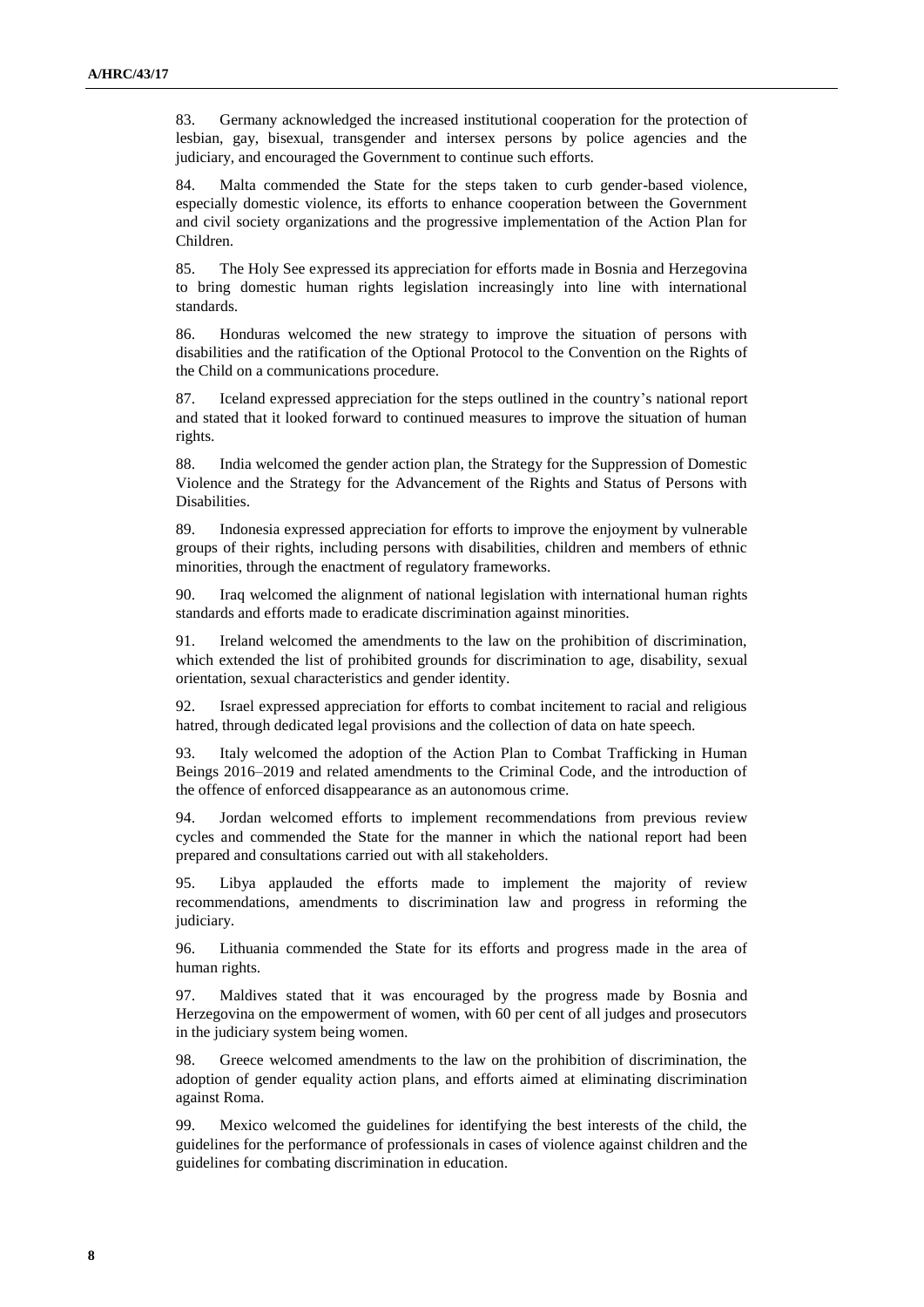83. Germany acknowledged the increased institutional cooperation for the protection of lesbian, gay, bisexual, transgender and intersex persons by police agencies and the judiciary, and encouraged the Government to continue such efforts.

84. Malta commended the State for the steps taken to curb gender-based violence, especially domestic violence, its efforts to enhance cooperation between the Government and civil society organizations and the progressive implementation of the Action Plan for Children.

85. The Holy See expressed its appreciation for efforts made in Bosnia and Herzegovina to bring domestic human rights legislation increasingly into line with international standards.

86. Honduras welcomed the new strategy to improve the situation of persons with disabilities and the ratification of the Optional Protocol to the Convention on the Rights of the Child on a communications procedure.

87. Iceland expressed appreciation for the steps outlined in the country's national report and stated that it looked forward to continued measures to improve the situation of human rights.

88. India welcomed the gender action plan, the Strategy for the Suppression of Domestic Violence and the Strategy for the Advancement of the Rights and Status of Persons with Disabilities.

89. Indonesia expressed appreciation for efforts to improve the enjoyment by vulnerable groups of their rights, including persons with disabilities, children and members of ethnic minorities, through the enactment of regulatory frameworks.

90. Iraq welcomed the alignment of national legislation with international human rights standards and efforts made to eradicate discrimination against minorities.

91. Ireland welcomed the amendments to the law on the prohibition of discrimination, which extended the list of prohibited grounds for discrimination to age, disability, sexual orientation, sexual characteristics and gender identity.

92. Israel expressed appreciation for efforts to combat incitement to racial and religious hatred, through dedicated legal provisions and the collection of data on hate speech.

93. Italy welcomed the adoption of the Action Plan to Combat Trafficking in Human Beings 2016–2019 and related amendments to the Criminal Code, and the introduction of the offence of enforced disappearance as an autonomous crime.

94. Jordan welcomed efforts to implement recommendations from previous review cycles and commended the State for the manner in which the national report had been prepared and consultations carried out with all stakeholders.

95. Libya applauded the efforts made to implement the majority of review recommendations, amendments to discrimination law and progress in reforming the judiciary.

96. Lithuania commended the State for its efforts and progress made in the area of human rights.

97. Maldives stated that it was encouraged by the progress made by Bosnia and Herzegovina on the empowerment of women, with 60 per cent of all judges and prosecutors in the judiciary system being women.

98. Greece welcomed amendments to the law on the prohibition of discrimination, the adoption of gender equality action plans, and efforts aimed at eliminating discrimination against Roma.

99. Mexico welcomed the guidelines for identifying the best interests of the child, the guidelines for the performance of professionals in cases of violence against children and the guidelines for combating discrimination in education.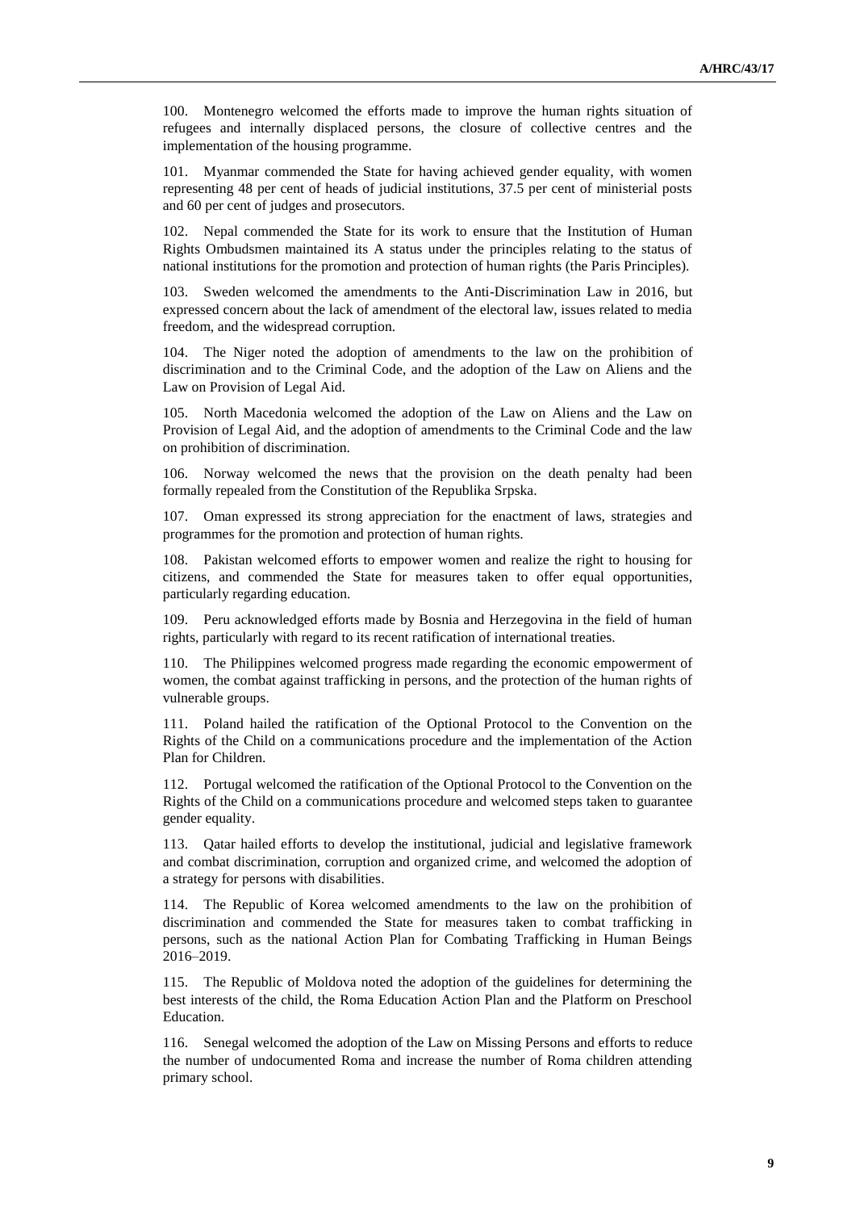100. Montenegro welcomed the efforts made to improve the human rights situation of refugees and internally displaced persons, the closure of collective centres and the implementation of the housing programme.

101. Myanmar commended the State for having achieved gender equality, with women representing 48 per cent of heads of judicial institutions, 37.5 per cent of ministerial posts and 60 per cent of judges and prosecutors.

102. Nepal commended the State for its work to ensure that the Institution of Human Rights Ombudsmen maintained its A status under the principles relating to the status of national institutions for the promotion and protection of human rights (the Paris Principles).

103. Sweden welcomed the amendments to the Anti-Discrimination Law in 2016, but expressed concern about the lack of amendment of the electoral law, issues related to media freedom, and the widespread corruption.

104. The Niger noted the adoption of amendments to the law on the prohibition of discrimination and to the Criminal Code, and the adoption of the Law on Aliens and the Law on Provision of Legal Aid.

105. North Macedonia welcomed the adoption of the Law on Aliens and the Law on Provision of Legal Aid, and the adoption of amendments to the Criminal Code and the law on prohibition of discrimination.

106. Norway welcomed the news that the provision on the death penalty had been formally repealed from the Constitution of the Republika Srpska.

107. Oman expressed its strong appreciation for the enactment of laws, strategies and programmes for the promotion and protection of human rights.

108. Pakistan welcomed efforts to empower women and realize the right to housing for citizens, and commended the State for measures taken to offer equal opportunities, particularly regarding education.

109. Peru acknowledged efforts made by Bosnia and Herzegovina in the field of human rights, particularly with regard to its recent ratification of international treaties.

110. The Philippines welcomed progress made regarding the economic empowerment of women, the combat against trafficking in persons, and the protection of the human rights of vulnerable groups.

111. Poland hailed the ratification of the Optional Protocol to the Convention on the Rights of the Child on a communications procedure and the implementation of the Action Plan for Children.

112. Portugal welcomed the ratification of the Optional Protocol to the Convention on the Rights of the Child on a communications procedure and welcomed steps taken to guarantee gender equality.

113. Qatar hailed efforts to develop the institutional, judicial and legislative framework and combat discrimination, corruption and organized crime, and welcomed the adoption of a strategy for persons with disabilities.

114. The Republic of Korea welcomed amendments to the law on the prohibition of discrimination and commended the State for measures taken to combat trafficking in persons, such as the national Action Plan for Combating Trafficking in Human Beings 2016–2019.

115. The Republic of Moldova noted the adoption of the guidelines for determining the best interests of the child, the Roma Education Action Plan and the Platform on Preschool Education.

116. Senegal welcomed the adoption of the Law on Missing Persons and efforts to reduce the number of undocumented Roma and increase the number of Roma children attending primary school.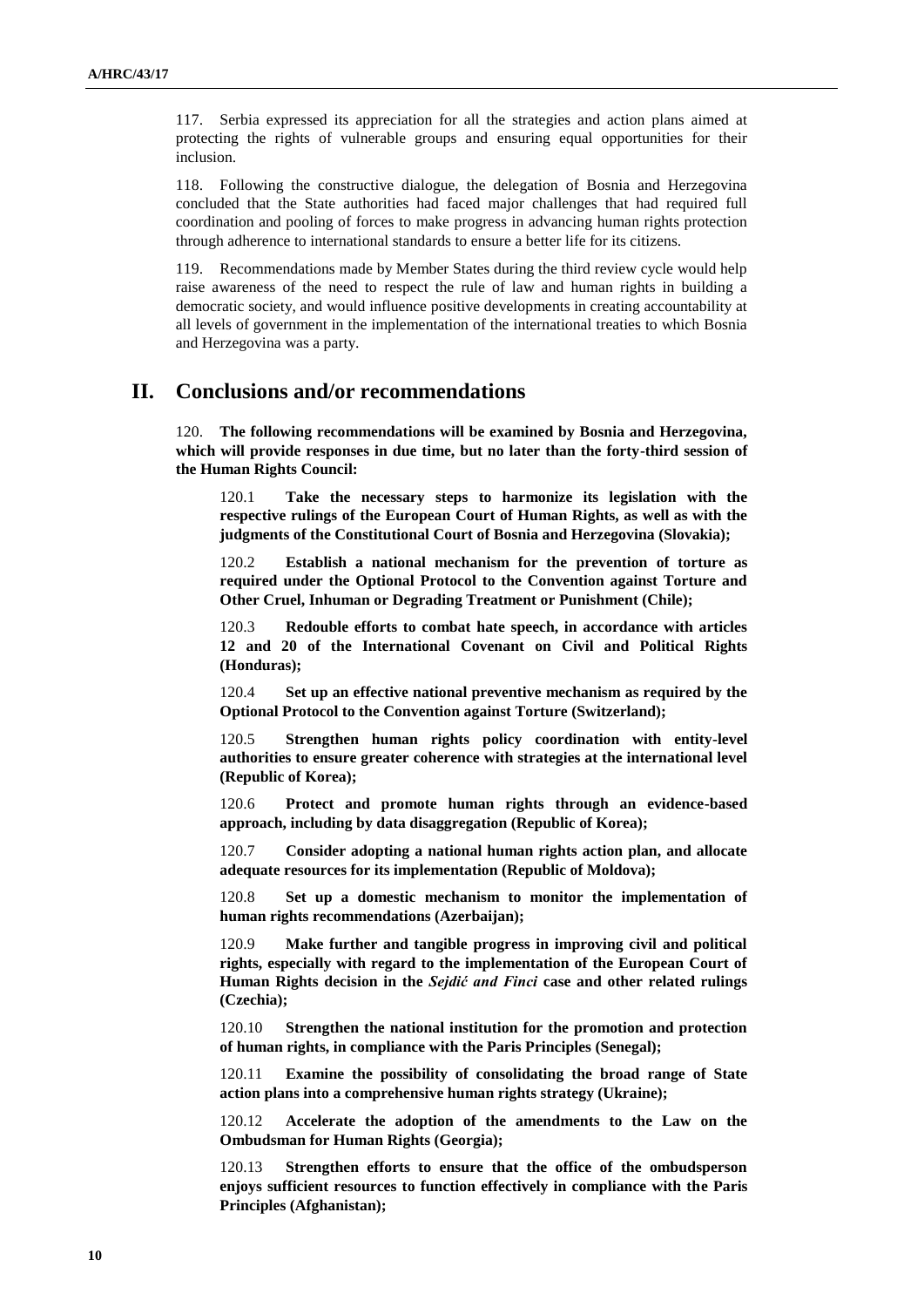117. Serbia expressed its appreciation for all the strategies and action plans aimed at protecting the rights of vulnerable groups and ensuring equal opportunities for their inclusion.

118. Following the constructive dialogue, the delegation of Bosnia and Herzegovina concluded that the State authorities had faced major challenges that had required full coordination and pooling of forces to make progress in advancing human rights protection through adherence to international standards to ensure a better life for its citizens.

119. Recommendations made by Member States during the third review cycle would help raise awareness of the need to respect the rule of law and human rights in building a democratic society, and would influence positive developments in creating accountability at all levels of government in the implementation of the international treaties to which Bosnia and Herzegovina was a party.

## II. Conclusions and/or recommendations

120. **The following recommendations will be examined by Bosnia and Herzegovina, which will provide responses in due time, but no later than the forty-third session of the Human Rights Council:**

120.1 **Take the necessary steps to harmonize its legislation with the respective rulings of the European Court of Human Rights, as well as with the judgments of the Constitutional Court of Bosnia and Herzegovina (Slovakia);**

120.2 **Establish a national mechanism for the prevention of torture as required under the Optional Protocol to the Convention against Torture and Other Cruel, Inhuman or Degrading Treatment or Punishment (Chile);**

120.3 **Redouble efforts to combat hate speech, in accordance with articles 12 and 20 of the International Covenant on Civil and Political Rights (Honduras);**

120.4 **Set up an effective national preventive mechanism as required by the Optional Protocol to the Convention against Torture (Switzerland);**

120.5 **Strengthen human rights policy coordination with entity-level authorities to ensure greater coherence with strategies at the international level (Republic of Korea);**

120.6 **Protect and promote human rights through an evidence-based approach, including by data disaggregation (Republic of Korea);**

120.7 **Consider adopting a national human rights action plan, and allocate adequate resources for its implementation (Republic of Moldova);**

120.8 **Set up a domestic mechanism to monitor the implementation of human rights recommendations (Azerbaijan);**

120.9 **Make further and tangible progress in improving civil and political rights, especially with regard to the implementation of the European Court of Human Rights decision in the *Sejdić and Finci* case and other related rulings (Czechia);**

120.10 **Strengthen the national institution for the promotion and protection of human rights, in compliance with the Paris Principles (Senegal);**

120.11 **Examine the possibility of consolidating the broad range of State action plans into a comprehensive human rights strategy (Ukraine);**

120.12 **Accelerate the adoption of the amendments to the Law on the Ombudsman for Human Rights (Georgia);**

120.13 **Strengthen efforts to ensure that the office of the ombudsperson enjoys sufficient resources to function effectively in compliance with the Paris Principles (Afghanistan);**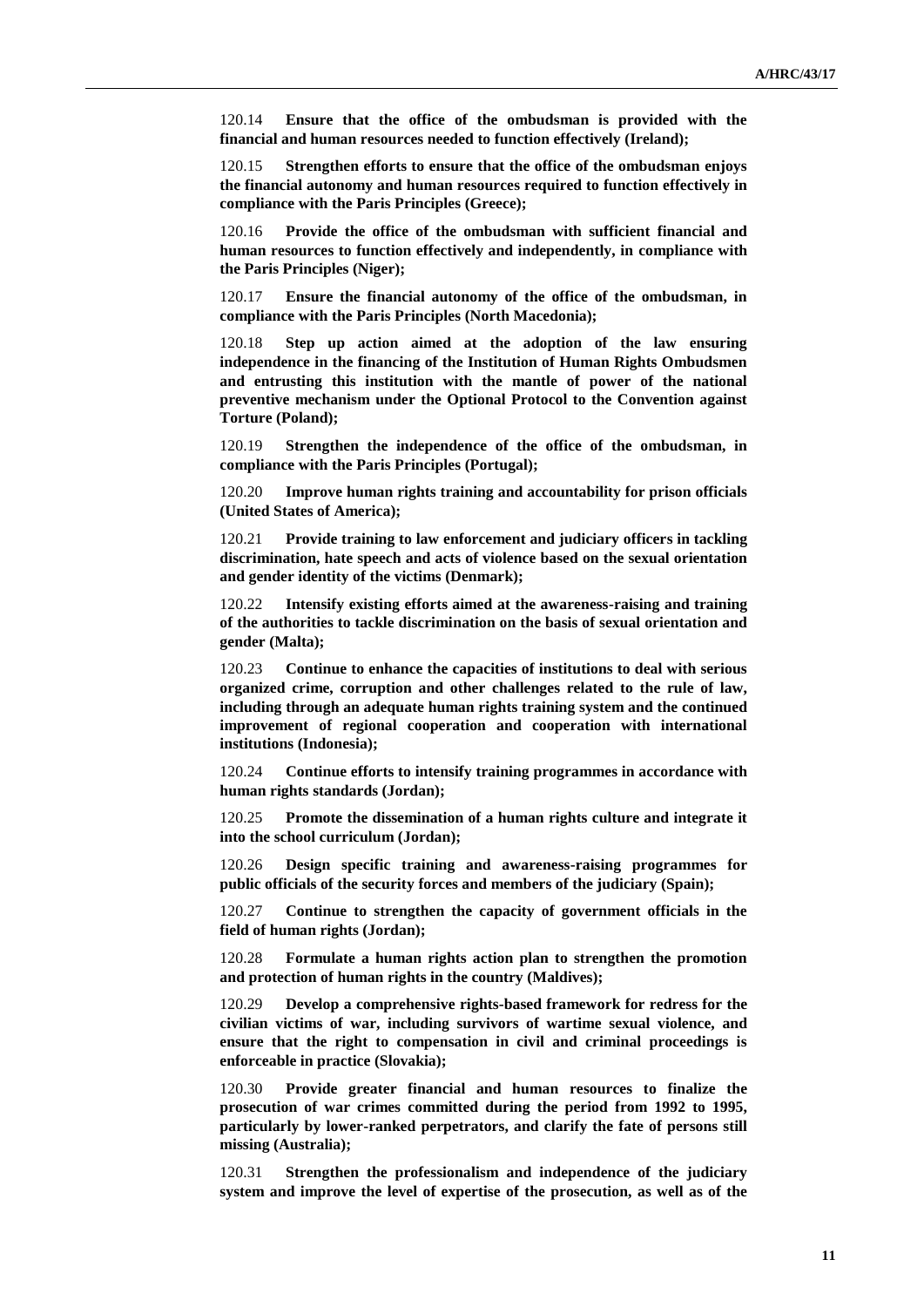120.14 **Ensure that the office of the ombudsman is provided with the financial and human resources needed to function effectively (Ireland);**

120.15 **Strengthen efforts to ensure that the office of the ombudsman enjoys the financial autonomy and human resources required to function effectively in compliance with the Paris Principles (Greece);**

120.16 **Provide the office of the ombudsman with sufficient financial and human resources to function effectively and independently, in compliance with the Paris Principles (Niger);**

120.17 **Ensure the financial autonomy of the office of the ombudsman, in compliance with the Paris Principles (North Macedonia);**

120.18 **Step up action aimed at the adoption of the law ensuring independence in the financing of the Institution of Human Rights Ombudsmen and entrusting this institution with the mantle of power of the national preventive mechanism under the Optional Protocol to the Convention against Torture (Poland);**

120.19 **Strengthen the independence of the office of the ombudsman, in compliance with the Paris Principles (Portugal);**

120.20 **Improve human rights training and accountability for prison officials (United States of America);**

120.21 **Provide training to law enforcement and judiciary officers in tackling discrimination, hate speech and acts of violence based on the sexual orientation and gender identity of the victims (Denmark);**

120.22 **Intensify existing efforts aimed at the awareness-raising and training of the authorities to tackle discrimination on the basis of sexual orientation and gender (Malta);**

120.23 **Continue to enhance the capacities of institutions to deal with serious organized crime, corruption and other challenges related to the rule of law, including through an adequate human rights training system and the continued improvement of regional cooperation and cooperation with international institutions (Indonesia);**

120.24 **Continue efforts to intensify training programmes in accordance with human rights standards (Jordan);**

120.25 **Promote the dissemination of a human rights culture and integrate it into the school curriculum (Jordan);**

120.26 **Design specific training and awareness-raising programmes for public officials of the security forces and members of the judiciary (Spain);**

120.27 **Continue to strengthen the capacity of government officials in the field of human rights (Jordan);**

120.28 **Formulate a human rights action plan to strengthen the promotion and protection of human rights in the country (Maldives);**

120.29 **Develop a comprehensive rights-based framework for redress for the civilian victims of war, including survivors of wartime sexual violence, and ensure that the right to compensation in civil and criminal proceedings is enforceable in practice (Slovakia);**

120.30 **Provide greater financial and human resources to finalize the prosecution of war crimes committed during the period from 1992 to 1995, particularly by lower-ranked perpetrators, and clarify the fate of persons still missing (Australia);**

120.31 **Strengthen the professionalism and independence of the judiciary system and improve the level of expertise of the prosecution, as well as of the**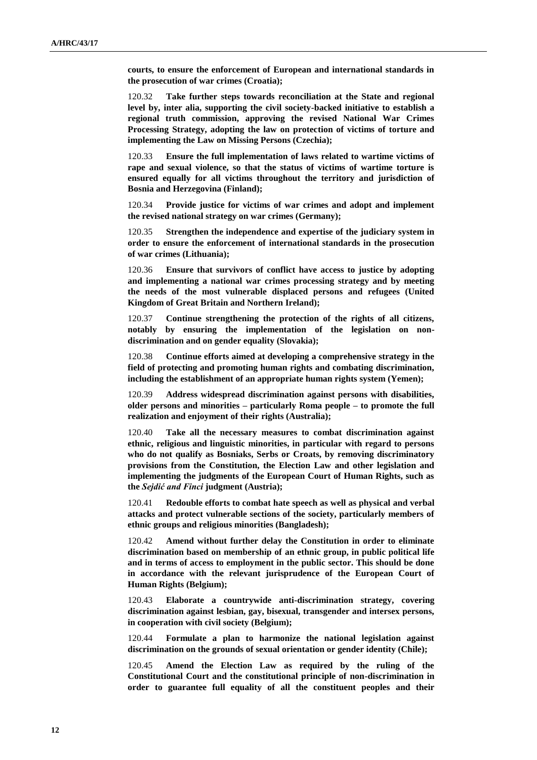**courts, to ensure the enforcement of European and international standards in the prosecution of war crimes (Croatia);**

120.32 **Take further steps towards reconciliation at the State and regional level by, inter alia, supporting the civil society-backed initiative to establish a regional truth commission, approving the revised National War Crimes Processing Strategy, adopting the law on protection of victims of torture and implementing the Law on Missing Persons (Czechia);**

120.33 **Ensure the full implementation of laws related to wartime victims of rape and sexual violence, so that the status of victims of wartime torture is ensured equally for all victims throughout the territory and jurisdiction of Bosnia and Herzegovina (Finland);**

120.34 **Provide justice for victims of war crimes and adopt and implement the revised national strategy on war crimes (Germany);**

120.35 **Strengthen the independence and expertise of the judiciary system in order to ensure the enforcement of international standards in the prosecution of war crimes (Lithuania);**

120.36 **Ensure that survivors of conflict have access to justice by adopting and implementing a national war crimes processing strategy and by meeting the needs of the most vulnerable displaced persons and refugees (United Kingdom of Great Britain and Northern Ireland);**

120.37 **Continue strengthening the protection of the rights of all citizens, notably by ensuring the implementation of the legislation on non-discrimination and on gender equality (Slovakia);**

120.38 **Continue efforts aimed at developing a comprehensive strategy in the field of protecting and promoting human rights and combating discrimination, including the establishment of an appropriate human rights system (Yemen);**

120.39 **Address widespread discrimination against persons with disabilities, older persons and minorities – particularly Roma people – to promote the full realization and enjoyment of their rights (Australia);**

120.40 **Take all the necessary measures to combat discrimination against ethnic, religious and linguistic minorities, in particular with regard to persons who do not qualify as Bosniaks, Serbs or Croats, by removing discriminatory provisions from the Constitution, the Election Law and other legislation and implementing the judgments of the European Court of Human Rights, such as the *Sejdić and Finci* judgment (Austria);**

120.41 **Redouble efforts to combat hate speech as well as physical and verbal attacks and protect vulnerable sections of the society, particularly members of ethnic groups and religious minorities (Bangladesh);**

120.42 **Amend without further delay the Constitution in order to eliminate discrimination based on membership of an ethnic group, in public political life and in terms of access to employment in the public sector. This should be done in accordance with the relevant jurisprudence of the European Court of Human Rights (Belgium);**

120.43 **Elaborate a countrywide anti-discrimination strategy, covering discrimination against lesbian, gay, bisexual, transgender and intersex persons, in cooperation with civil society (Belgium);**

120.44 **Formulate a plan to harmonize the national legislation against discrimination on the grounds of sexual orientation or gender identity (Chile);**

120.45 **Amend the Election Law as required by the ruling of the Constitutional Court and the constitutional principle of non-discrimination in order to guarantee full equality of all the constituent peoples and their**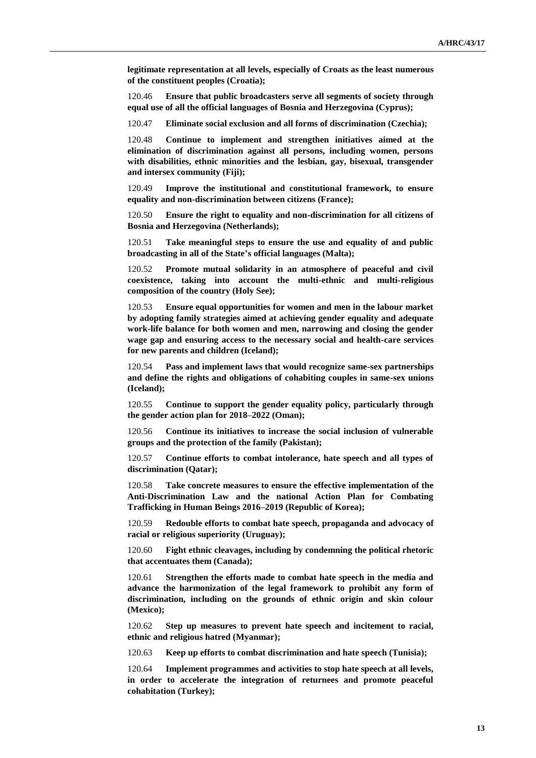**legitimate representation at all levels, especially of Croats as the least numerous of the constituent peoples (Croatia);**

120.46 **Ensure that public broadcasters serve all segments of society through equal use of all the official languages of Bosnia and Herzegovina (Cyprus);**

120.47 **Eliminate social exclusion and all forms of discrimination (Czechia);**

120.48 **Continue to implement and strengthen initiatives aimed at the elimination of discrimination against all persons, including women, persons with disabilities, ethnic minorities and the lesbian, gay, bisexual, transgender and intersex community (Fiji);**

120.49 **Improve the institutional and constitutional framework, to ensure equality and non-discrimination between citizens (France);**

120.50 **Ensure the right to equality and non-discrimination for all citizens of Bosnia and Herzegovina (Netherlands);**

120.51 **Take meaningful steps to ensure the use and equality of and public broadcasting in all of the State's official languages (Malta);**

120.52 **Promote mutual solidarity in an atmosphere of peaceful and civil coexistence, taking into account the multi-ethnic and multi-religious composition of the country (Holy See);**

120.53 **Ensure equal opportunities for women and men in the labour market by adopting family strategies aimed at achieving gender equality and adequate work-life balance for both women and men, narrowing and closing the gender wage gap and ensuring access to the necessary social and health-care services for new parents and children (Iceland);**

120.54 **Pass and implement laws that would recognize same-sex partnerships and define the rights and obligations of cohabiting couples in same-sex unions (Iceland);**

120.55 **Continue to support the gender equality policy, particularly through the gender action plan for 2018–2022 (Oman);**

120.56 **Continue its initiatives to increase the social inclusion of vulnerable groups and the protection of the family (Pakistan);**

120.57 **Continue efforts to combat intolerance, hate speech and all types of discrimination (Qatar);**

120.58 **Take concrete measures to ensure the effective implementation of the Anti-Discrimination Law and the national Action Plan for Combating Trafficking in Human Beings 2016–2019 (Republic of Korea);**

120.59 **Redouble efforts to combat hate speech, propaganda and advocacy of racial or religious superiority (Uruguay);**

120.60 **Fight ethnic cleavages, including by condemning the political rhetoric that accentuates them (Canada);**

120.61 **Strengthen the efforts made to combat hate speech in the media and advance the harmonization of the legal framework to prohibit any form of discrimination, including on the grounds of ethnic origin and skin colour (Mexico);**

120.62 **Step up measures to prevent hate speech and incitement to racial, ethnic and religious hatred (Myanmar);**

120.63 **Keep up efforts to combat discrimination and hate speech (Tunisia);**

120.64 **Implement programmes and activities to stop hate speech at all levels, in order to accelerate the integration of returnees and promote peaceful cohabitation (Turkey);**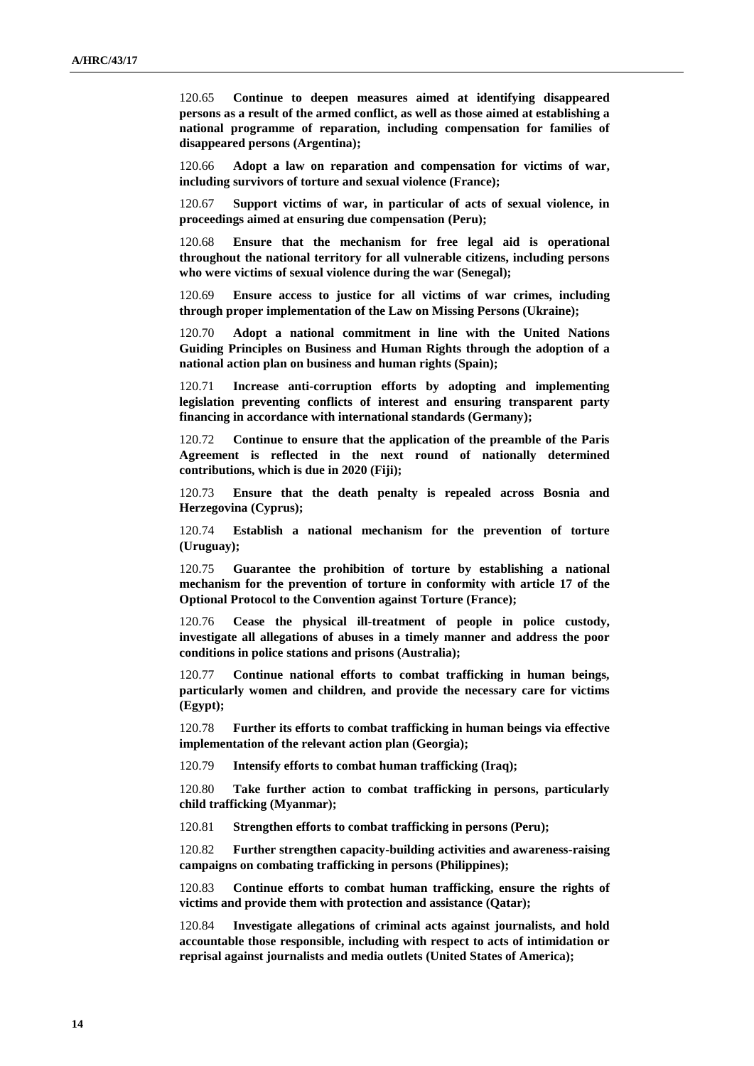120.65 **Continue to deepen measures aimed at identifying disappeared persons as a result of the armed conflict, as well as those aimed at establishing a national programme of reparation, including compensation for families of disappeared persons (Argentina);**

120.66 **Adopt a law on reparation and compensation for victims of war, including survivors of torture and sexual violence (France);**

120.67 **Support victims of war, in particular of acts of sexual violence, in proceedings aimed at ensuring due compensation (Peru);**

120.68 **Ensure that the mechanism for free legal aid is operational throughout the national territory for all vulnerable citizens, including persons who were victims of sexual violence during the war (Senegal);**

120.69 **Ensure access to justice for all victims of war crimes, including through proper implementation of the Law on Missing Persons (Ukraine);**

120.70 **Adopt a national commitment in line with the United Nations Guiding Principles on Business and Human Rights through the adoption of a national action plan on business and human rights (Spain);**

120.71 **Increase anti-corruption efforts by adopting and implementing legislation preventing conflicts of interest and ensuring transparent party financing in accordance with international standards (Germany);**

120.72 **Continue to ensure that the application of the preamble of the Paris Agreement is reflected in the next round of nationally determined contributions, which is due in 2020 (Fiji);**

120.73 **Ensure that the death penalty is repealed across Bosnia and Herzegovina (Cyprus);**

120.74 **Establish a national mechanism for the prevention of torture (Uruguay);**

120.75 **Guarantee the prohibition of torture by establishing a national mechanism for the prevention of torture in conformity with article 17 of the Optional Protocol to the Convention against Torture (France);**

120.76 **Cease the physical ill-treatment of people in police custody, investigate all allegations of abuses in a timely manner and address the poor conditions in police stations and prisons (Australia);**

120.77 **Continue national efforts to combat trafficking in human beings, particularly women and children, and provide the necessary care for victims (Egypt);**

120.78 **Further its efforts to combat trafficking in human beings via effective implementation of the relevant action plan (Georgia);**

120.79 **Intensify efforts to combat human trafficking (Iraq);**

120.80 **Take further action to combat trafficking in persons, particularly child trafficking (Myanmar);**

120.81 **Strengthen efforts to combat trafficking in persons (Peru);**

120.82 **Further strengthen capacity-building activities and awareness-raising campaigns on combating trafficking in persons (Philippines);**

120.83 **Continue efforts to combat human trafficking, ensure the rights of victims and provide them with protection and assistance (Qatar);**

120.84 **Investigate allegations of criminal acts against journalists, and hold accountable those responsible, including with respect to acts of intimidation or reprisal against journalists and media outlets (United States of America);**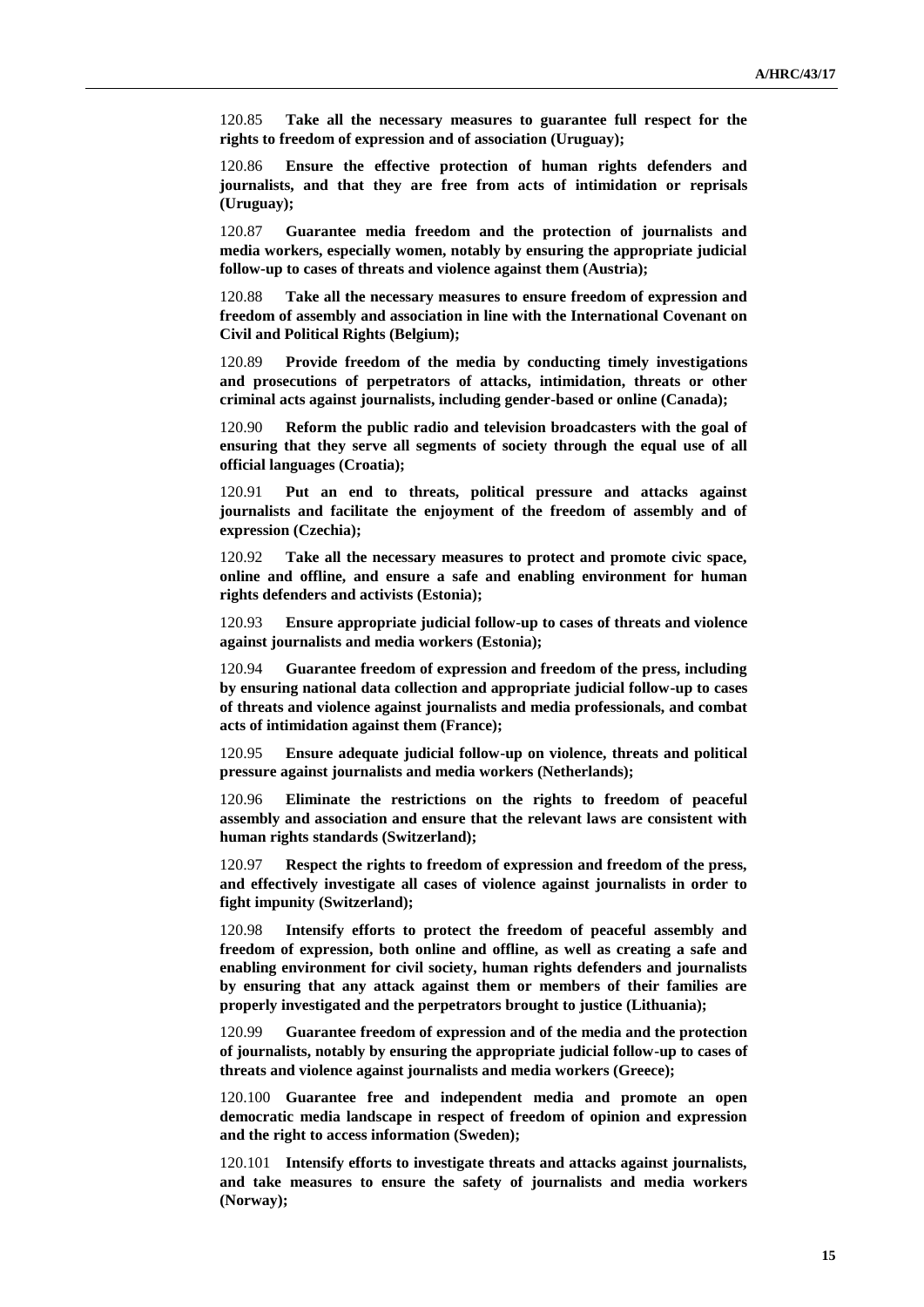120.85 **Take all the necessary measures to guarantee full respect for the rights to freedom of expression and of association (Uruguay);**

120.86 **Ensure the effective protection of human rights defenders and journalists, and that they are free from acts of intimidation or reprisals (Uruguay);**

120.87 **Guarantee media freedom and the protection of journalists and media workers, especially women, notably by ensuring the appropriate judicial follow-up to cases of threats and violence against them (Austria);**

120.88 **Take all the necessary measures to ensure freedom of expression and freedom of assembly and association in line with the International Covenant on Civil and Political Rights (Belgium);**

120.89 **Provide freedom of the media by conducting timely investigations and prosecutions of perpetrators of attacks, intimidation, threats or other criminal acts against journalists, including gender-based or online (Canada);**

120.90 **Reform the public radio and television broadcasters with the goal of ensuring that they serve all segments of society through the equal use of all official languages (Croatia);**

120.91 **Put an end to threats, political pressure and attacks against journalists and facilitate the enjoyment of the freedom of assembly and of expression (Czechia);**

120.92 **Take all the necessary measures to protect and promote civic space, online and offline, and ensure a safe and enabling environment for human rights defenders and activists (Estonia);**

120.93 **Ensure appropriate judicial follow-up to cases of threats and violence against journalists and media workers (Estonia);**

120.94 **Guarantee freedom of expression and freedom of the press, including by ensuring national data collection and appropriate judicial follow-up to cases of threats and violence against journalists and media professionals, and combat acts of intimidation against them (France);**

120.95 **Ensure adequate judicial follow-up on violence, threats and political pressure against journalists and media workers (Netherlands);**

120.96 **Eliminate the restrictions on the rights to freedom of peaceful assembly and association and ensure that the relevant laws are consistent with human rights standards (Switzerland);**

120.97 **Respect the rights to freedom of expression and freedom of the press, and effectively investigate all cases of violence against journalists in order to fight impunity (Switzerland);**

120.98 **Intensify efforts to protect the freedom of peaceful assembly and freedom of expression, both online and offline, as well as creating a safe and enabling environment for civil society, human rights defenders and journalists by ensuring that any attack against them or members of their families are properly investigated and the perpetrators brought to justice (Lithuania);**

120.99 **Guarantee freedom of expression and of the media and the protection of journalists, notably by ensuring the appropriate judicial follow-up to cases of threats and violence against journalists and media workers (Greece);**

120.100 **Guarantee free and independent media and promote an open democratic media landscape in respect of freedom of opinion and expression and the right to access information (Sweden);**

120.101 **Intensify efforts to investigate threats and attacks against journalists, and take measures to ensure the safety of journalists and media workers (Norway);**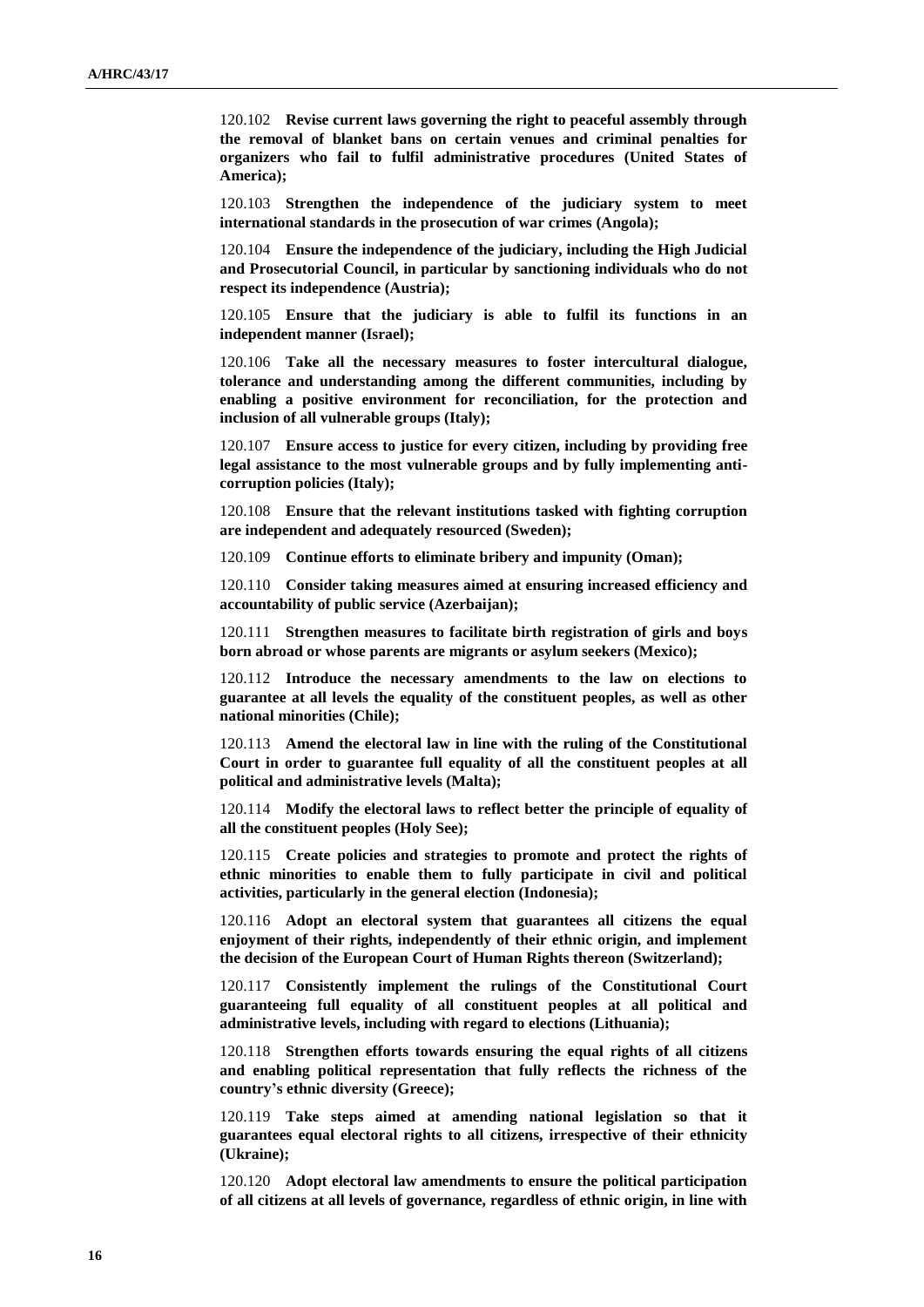120.102 **Revise current laws governing the right to peaceful assembly through the removal of blanket bans on certain venues and criminal penalties for organizers who fail to fulfil administrative procedures (United States of America);**

120.103 **Strengthen the independence of the judiciary system to meet international standards in the prosecution of war crimes (Angola);**

120.104 **Ensure the independence of the judiciary, including the High Judicial and Prosecutorial Council, in particular by sanctioning individuals who do not respect its independence (Austria);**

120.105 **Ensure that the judiciary is able to fulfil its functions in an independent manner (Israel);**

120.106 **Take all the necessary measures to foster intercultural dialogue, tolerance and understanding among the different communities, including by enabling a positive environment for reconciliation, for the protection and inclusion of all vulnerable groups (Italy);**

120.107 **Ensure access to justice for every citizen, including by providing free legal assistance to the most vulnerable groups and by fully implementing anti-corruption policies (Italy);**

120.108 **Ensure that the relevant institutions tasked with fighting corruption are independent and adequately resourced (Sweden);**

120.109 **Continue efforts to eliminate bribery and impunity (Oman);**

120.110 **Consider taking measures aimed at ensuring increased efficiency and accountability of public service (Azerbaijan);**

120.111 **Strengthen measures to facilitate birth registration of girls and boys born abroad or whose parents are migrants or asylum seekers (Mexico);**

120.112 **Introduce the necessary amendments to the law on elections to guarantee at all levels the equality of the constituent peoples, as well as other national minorities (Chile);**

120.113 **Amend the electoral law in line with the ruling of the Constitutional Court in order to guarantee full equality of all the constituent peoples at all political and administrative levels (Malta);**

120.114 **Modify the electoral laws to reflect better the principle of equality of all the constituent peoples (Holy See);**

120.115 **Create policies and strategies to promote and protect the rights of ethnic minorities to enable them to fully participate in civil and political activities, particularly in the general election (Indonesia);**

120.116 **Adopt an electoral system that guarantees all citizens the equal enjoyment of their rights, independently of their ethnic origin, and implement the decision of the European Court of Human Rights thereon (Switzerland);**

120.117 **Consistently implement the rulings of the Constitutional Court guaranteeing full equality of all constituent peoples at all political and administrative levels, including with regard to elections (Lithuania);**

120.118 **Strengthen efforts towards ensuring the equal rights of all citizens and enabling political representation that fully reflects the richness of the country's ethnic diversity (Greece);**

120.119 **Take steps aimed at amending national legislation so that it guarantees equal electoral rights to all citizens, irrespective of their ethnicity (Ukraine);**

120.120 **Adopt electoral law amendments to ensure the political participation of all citizens at all levels of governance, regardless of ethnic origin, in line with**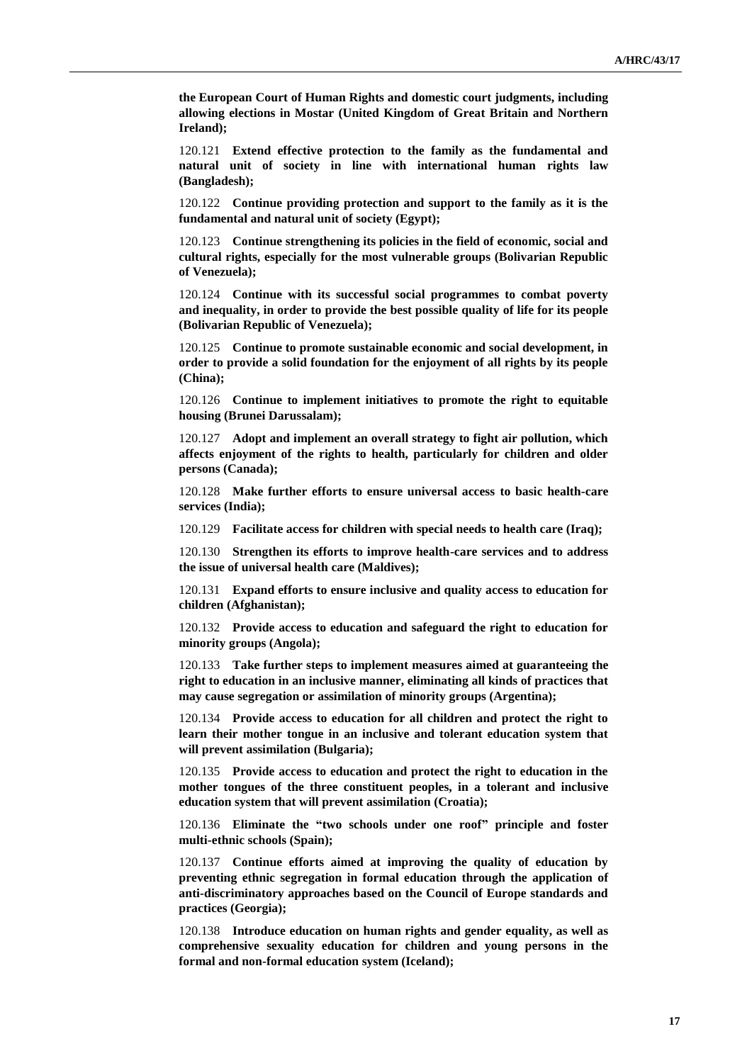**the European Court of Human Rights and domestic court judgments, including allowing elections in Mostar (United Kingdom of Great Britain and Northern Ireland);**

120.121 **Extend effective protection to the family as the fundamental and natural unit of society in line with international human rights law (Bangladesh);**

120.122 **Continue providing protection and support to the family as it is the fundamental and natural unit of society (Egypt);**

120.123 **Continue strengthening its policies in the field of economic, social and cultural rights, especially for the most vulnerable groups (Bolivarian Republic of Venezuela);**

120.124 **Continue with its successful social programmes to combat poverty and inequality, in order to provide the best possible quality of life for its people (Bolivarian Republic of Venezuela);**

120.125 **Continue to promote sustainable economic and social development, in order to provide a solid foundation for the enjoyment of all rights by its people (China);**

120.126 **Continue to implement initiatives to promote the right to equitable housing (Brunei Darussalam);**

120.127 **Adopt and implement an overall strategy to fight air pollution, which affects enjoyment of the rights to health, particularly for children and older persons (Canada);**

120.128 **Make further efforts to ensure universal access to basic health-care services (India);**

120.129 **Facilitate access for children with special needs to health care (Iraq);**

120.130 **Strengthen its efforts to improve health-care services and to address the issue of universal health care (Maldives);**

120.131 **Expand efforts to ensure inclusive and quality access to education for children (Afghanistan);**

120.132 **Provide access to education and safeguard the right to education for minority groups (Angola);**

120.133 **Take further steps to implement measures aimed at guaranteeing the right to education in an inclusive manner, eliminating all kinds of practices that may cause segregation or assimilation of minority groups (Argentina);**

120.134 **Provide access to education for all children and protect the right to learn their mother tongue in an inclusive and tolerant education system that will prevent assimilation (Bulgaria);**

120.135 **Provide access to education and protect the right to education in the mother tongues of the three constituent peoples, in a tolerant and inclusive education system that will prevent assimilation (Croatia);**

120.136 **Eliminate the "two schools under one roof" principle and foster multi-ethnic schools (Spain);**

120.137 **Continue efforts aimed at improving the quality of education by preventing ethnic segregation in formal education through the application of anti-discriminatory approaches based on the Council of Europe standards and practices (Georgia);**

120.138 **Introduce education on human rights and gender equality, as well as comprehensive sexuality education for children and young persons in the formal and non-formal education system (Iceland);**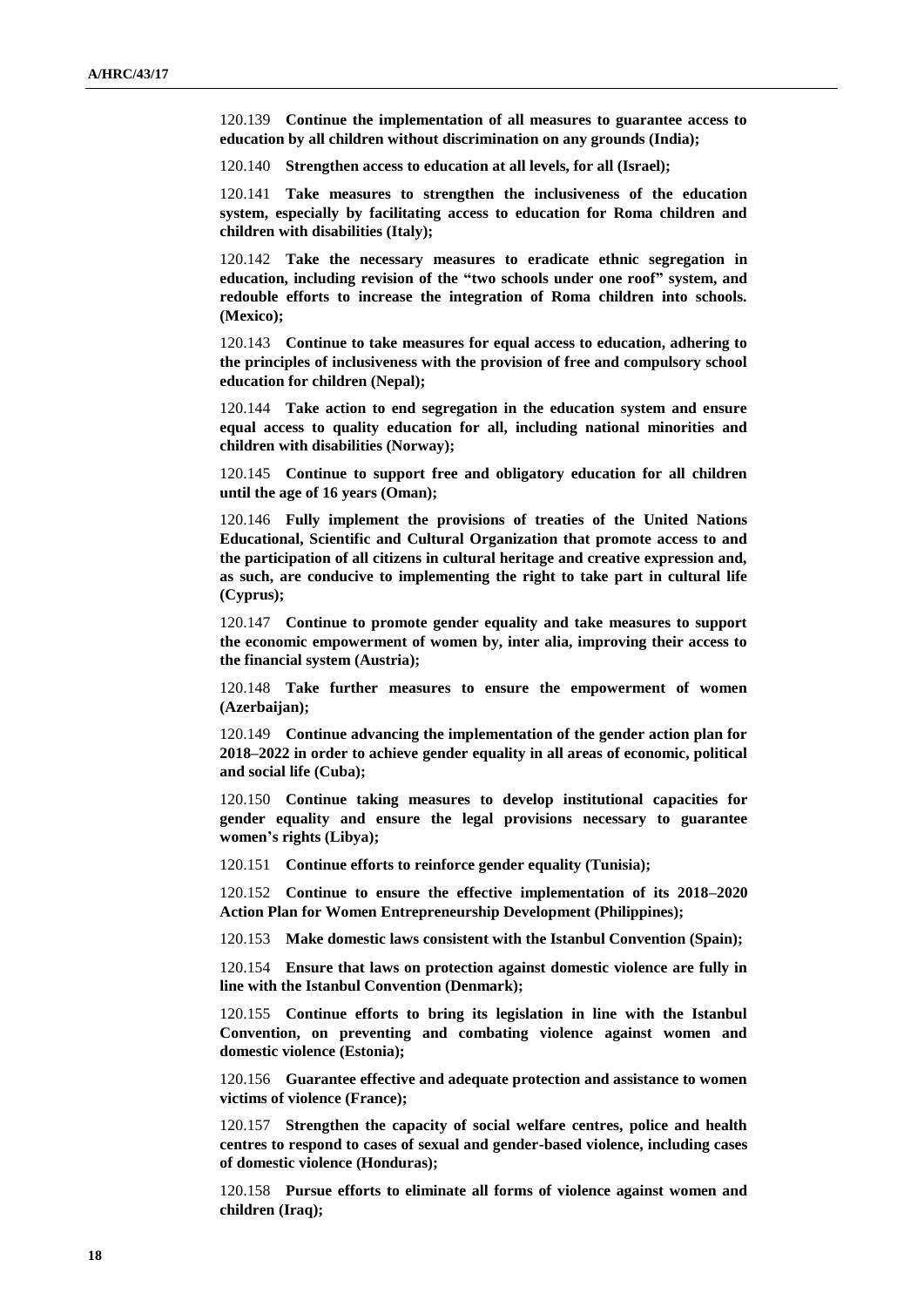120.139 **Continue the implementation of all measures to guarantee access to education by all children without discrimination on any grounds (India);**

120.140 **Strengthen access to education at all levels, for all (Israel);**

120.141 **Take measures to strengthen the inclusiveness of the education system, especially by facilitating access to education for Roma children and children with disabilities (Italy);**

120.142 **Take the necessary measures to eradicate ethnic segregation in education, including revision of the "two schools under one roof" system, and redouble efforts to increase the integration of Roma children into schools. (Mexico);**

120.143 **Continue to take measures for equal access to education, adhering to the principles of inclusiveness with the provision of free and compulsory school education for children (Nepal);**

120.144 **Take action to end segregation in the education system and ensure equal access to quality education for all, including national minorities and children with disabilities (Norway);**

120.145 **Continue to support free and obligatory education for all children until the age of 16 years (Oman);**

120.146 **Fully implement the provisions of treaties of the United Nations Educational, Scientific and Cultural Organization that promote access to and the participation of all citizens in cultural heritage and creative expression and, as such, are conducive to implementing the right to take part in cultural life (Cyprus);**

120.147 **Continue to promote gender equality and take measures to support the economic empowerment of women by, inter alia, improving their access to the financial system (Austria);**

120.148 **Take further measures to ensure the empowerment of women (Azerbaijan);**

120.149 **Continue advancing the implementation of the gender action plan for 2018–2022 in order to achieve gender equality in all areas of economic, political and social life (Cuba);**

120.150 **Continue taking measures to develop institutional capacities for gender equality and ensure the legal provisions necessary to guarantee women's rights (Libya);**

120.151 **Continue efforts to reinforce gender equality (Tunisia);**

120.152 **Continue to ensure the effective implementation of its 2018–2020 Action Plan for Women Entrepreneurship Development (Philippines);**

120.153 **Make domestic laws consistent with the Istanbul Convention (Spain);**

120.154 **Ensure that laws on protection against domestic violence are fully in line with the Istanbul Convention (Denmark);**

120.155 **Continue efforts to bring its legislation in line with the Istanbul Convention, on preventing and combating violence against women and domestic violence (Estonia);**

120.156 **Guarantee effective and adequate protection and assistance to women victims of violence (France);**

120.157 **Strengthen the capacity of social welfare centres, police and health centres to respond to cases of sexual and gender-based violence, including cases of domestic violence (Honduras);**

120.158 **Pursue efforts to eliminate all forms of violence against women and children (Iraq);**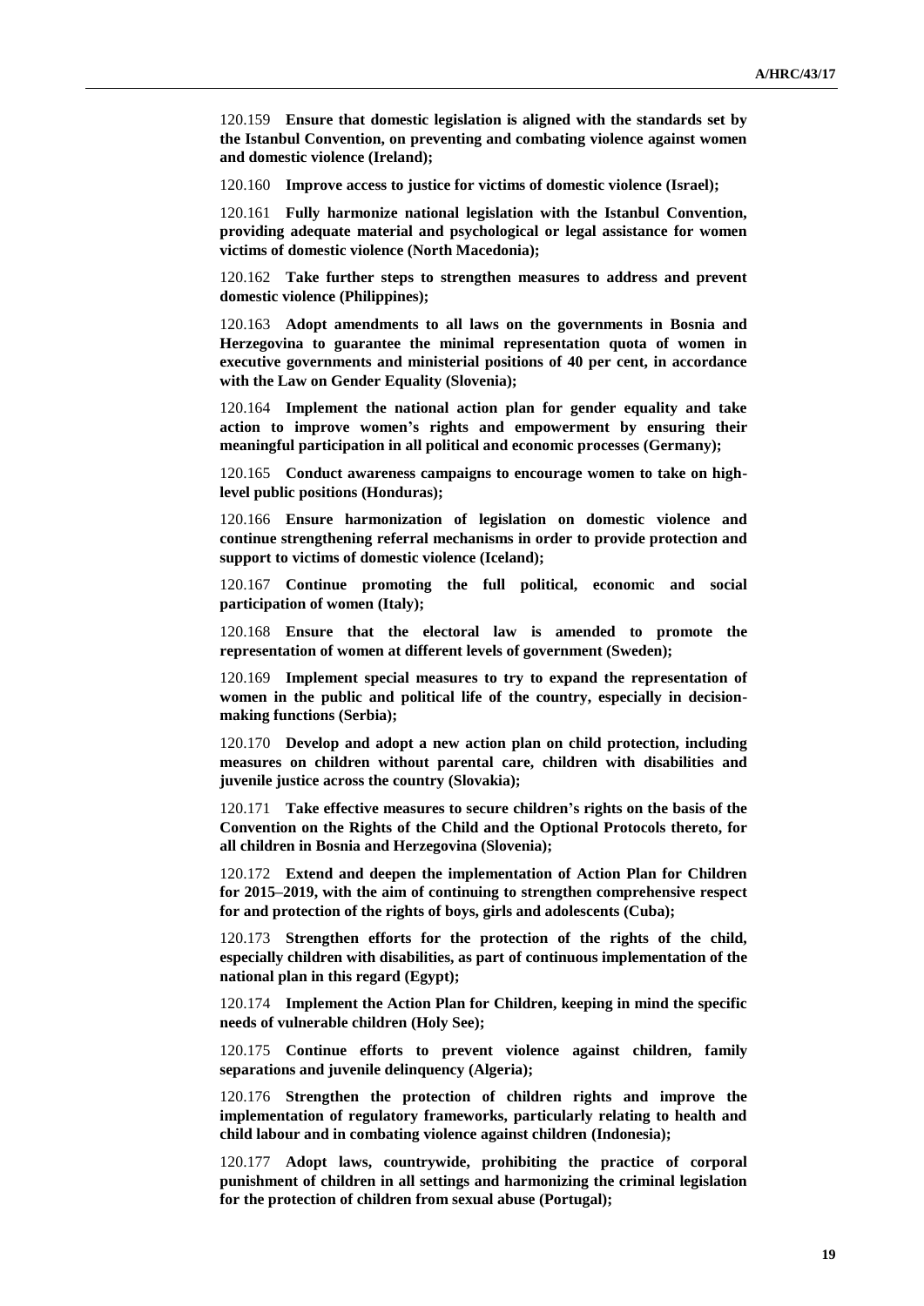120.159 **Ensure that domestic legislation is aligned with the standards set by the Istanbul Convention, on preventing and combating violence against women and domestic violence (Ireland);**

120.160 **Improve access to justice for victims of domestic violence (Israel);**

120.161 **Fully harmonize national legislation with the Istanbul Convention, providing adequate material and psychological or legal assistance for women victims of domestic violence (North Macedonia);**

120.162 **Take further steps to strengthen measures to address and prevent domestic violence (Philippines);**

120.163 **Adopt amendments to all laws on the governments in Bosnia and Herzegovina to guarantee the minimal representation quota of women in executive governments and ministerial positions of 40 per cent, in accordance with the Law on Gender Equality (Slovenia);**

120.164 **Implement the national action plan for gender equality and take action to improve women's rights and empowerment by ensuring their meaningful participation in all political and economic processes (Germany);**

120.165 **Conduct awareness campaigns to encourage women to take on high-level public positions (Honduras);**

120.166 **Ensure harmonization of legislation on domestic violence and continue strengthening referral mechanisms in order to provide protection and support to victims of domestic violence (Iceland);**

120.167 **Continue promoting the full political, economic and social participation of women (Italy);**

120.168 **Ensure that the electoral law is amended to promote the representation of women at different levels of government (Sweden);**

120.169 **Implement special measures to try to expand the representation of women in the public and political life of the country, especially in decision-making functions (Serbia);**

120.170 **Develop and adopt a new action plan on child protection, including measures on children without parental care, children with disabilities and juvenile justice across the country (Slovakia);**

120.171 **Take effective measures to secure children's rights on the basis of the Convention on the Rights of the Child and the Optional Protocols thereto, for all children in Bosnia and Herzegovina (Slovenia);**

120.172 **Extend and deepen the implementation of Action Plan for Children for 2015–2019, with the aim of continuing to strengthen comprehensive respect for and protection of the rights of boys, girls and adolescents (Cuba);**

120.173 **Strengthen efforts for the protection of the rights of the child, especially children with disabilities, as part of continuous implementation of the national plan in this regard (Egypt);**

120.174 **Implement the Action Plan for Children, keeping in mind the specific needs of vulnerable children (Holy See);**

120.175 **Continue efforts to prevent violence against children, family separations and juvenile delinquency (Algeria);**

120.176 **Strengthen the protection of children rights and improve the implementation of regulatory frameworks, particularly relating to health and child labour and in combating violence against children (Indonesia);**

120.177 **Adopt laws, countrywide, prohibiting the practice of corporal punishment of children in all settings and harmonizing the criminal legislation for the protection of children from sexual abuse (Portugal);**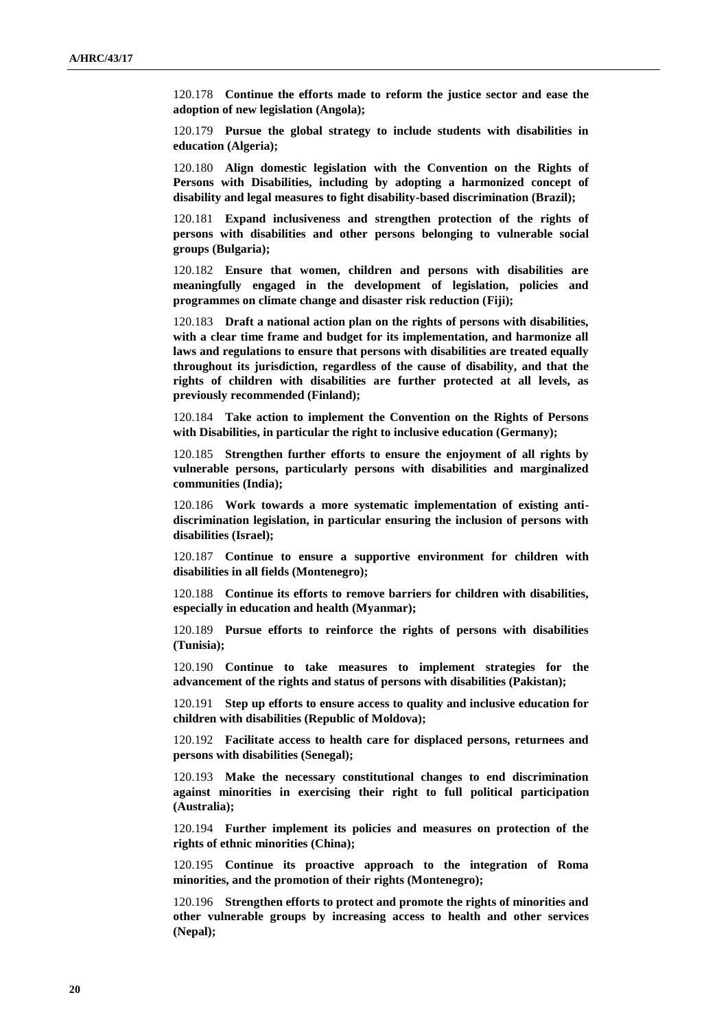120.178 **Continue the efforts made to reform the justice sector and ease the adoption of new legislation (Angola);**

120.179 **Pursue the global strategy to include students with disabilities in education (Algeria);**

120.180 **Align domestic legislation with the Convention on the Rights of Persons with Disabilities, including by adopting a harmonized concept of disability and legal measures to fight disability-based discrimination (Brazil);**

120.181 **Expand inclusiveness and strengthen protection of the rights of persons with disabilities and other persons belonging to vulnerable social groups (Bulgaria);**

120.182 **Ensure that women, children and persons with disabilities are meaningfully engaged in the development of legislation, policies and programmes on climate change and disaster risk reduction (Fiji);**

120.183 **Draft a national action plan on the rights of persons with disabilities, with a clear time frame and budget for its implementation, and harmonize all laws and regulations to ensure that persons with disabilities are treated equally throughout its jurisdiction, regardless of the cause of disability, and that the rights of children with disabilities are further protected at all levels, as previously recommended (Finland);**

120.184 **Take action to implement the Convention on the Rights of Persons with Disabilities, in particular the right to inclusive education (Germany);**

120.185 **Strengthen further efforts to ensure the enjoyment of all rights by vulnerable persons, particularly persons with disabilities and marginalized communities (India);**

120.186 **Work towards a more systematic implementation of existing anti-discrimination legislation, in particular ensuring the inclusion of persons with disabilities (Israel);**

120.187 **Continue to ensure a supportive environment for children with disabilities in all fields (Montenegro);**

120.188 **Continue its efforts to remove barriers for children with disabilities, especially in education and health (Myanmar);**

120.189 **Pursue efforts to reinforce the rights of persons with disabilities (Tunisia);**

120.190 **Continue to take measures to implement strategies for the advancement of the rights and status of persons with disabilities (Pakistan);**

120.191 **Step up efforts to ensure access to quality and inclusive education for children with disabilities (Republic of Moldova);**

120.192 **Facilitate access to health care for displaced persons, returnees and persons with disabilities (Senegal);**

120.193 **Make the necessary constitutional changes to end discrimination against minorities in exercising their right to full political participation (Australia);**

120.194 **Further implement its policies and measures on protection of the rights of ethnic minorities (China);**

120.195 **Continue its proactive approach to the integration of Roma minorities, and the promotion of their rights (Montenegro);**

120.196 **Strengthen efforts to protect and promote the rights of minorities and other vulnerable groups by increasing access to health and other services (Nepal);**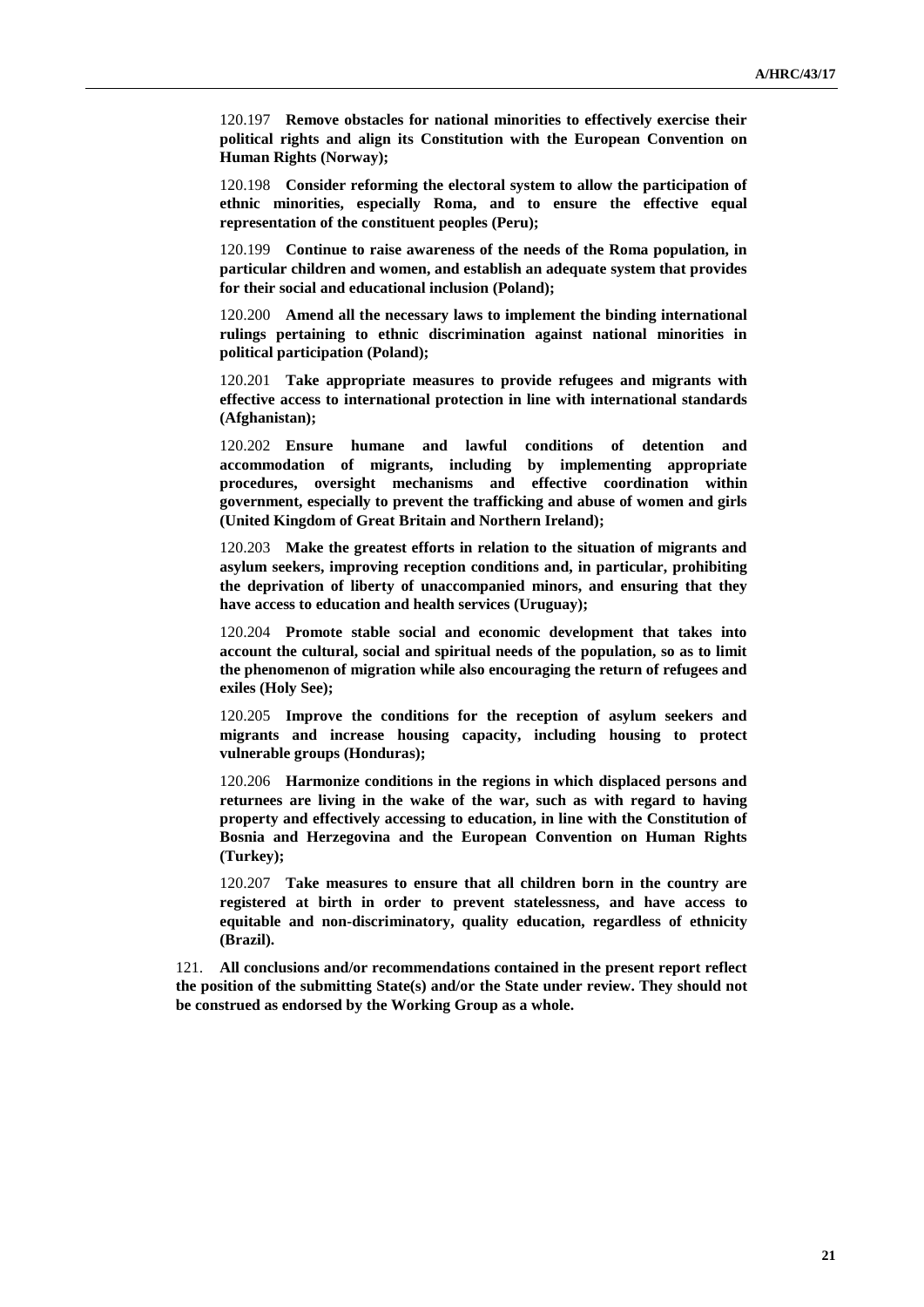120.197 **Remove obstacles for national minorities to effectively exercise their political rights and align its Constitution with the European Convention on Human Rights (Norway);**

120.198 **Consider reforming the electoral system to allow the participation of ethnic minorities, especially Roma, and to ensure the effective equal representation of the constituent peoples (Peru);**

120.199 **Continue to raise awareness of the needs of the Roma population, in particular children and women, and establish an adequate system that provides for their social and educational inclusion (Poland);**

120.200 **Amend all the necessary laws to implement the binding international rulings pertaining to ethnic discrimination against national minorities in political participation (Poland);**

120.201 **Take appropriate measures to provide refugees and migrants with effective access to international protection in line with international standards (Afghanistan);**

120.202 **Ensure humane and lawful conditions of detention and accommodation of migrants, including by implementing appropriate procedures, oversight mechanisms and effective coordination within government, especially to prevent the trafficking and abuse of women and girls (United Kingdom of Great Britain and Northern Ireland);**

120.203 **Make the greatest efforts in relation to the situation of migrants and asylum seekers, improving reception conditions and, in particular, prohibiting the deprivation of liberty of unaccompanied minors, and ensuring that they have access to education and health services (Uruguay);**

120.204 **Promote stable social and economic development that takes into account the cultural, social and spiritual needs of the population, so as to limit the phenomenon of migration while also encouraging the return of refugees and exiles (Holy See);**

120.205 **Improve the conditions for the reception of asylum seekers and migrants and increase housing capacity, including housing to protect vulnerable groups (Honduras);**

120.206 **Harmonize conditions in the regions in which displaced persons and returnees are living in the wake of the war, such as with regard to having property and effectively accessing to education, in line with the Constitution of Bosnia and Herzegovina and the European Convention on Human Rights (Turkey);**

120.207 **Take measures to ensure that all children born in the country are registered at birth in order to prevent statelessness, and have access to equitable and non-discriminatory, quality education, regardless of ethnicity (Brazil).**

121. **All conclusions and/or recommendations contained in the present report reflect the position of the submitting State(s) and/or the State under review. They should not be construed as endorsed by the Working Group as a whole.**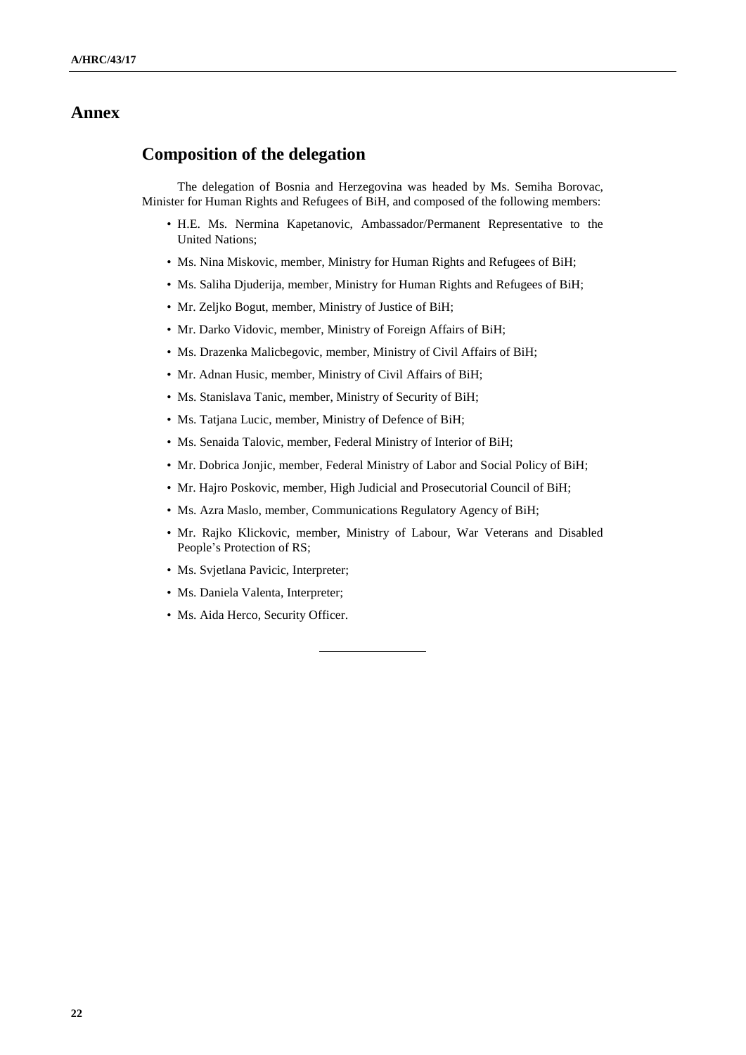# Annex

## Composition of the delegation

The delegation of Bosnia and Herzegovina was headed by Ms. Semiha Borovac, Minister for Human Rights and Refugees of BiH, and composed of the following members:

- H.E. Ms. Nermina Kapetanovic, Ambassador/Permanent Representative to the United Nations;
- Ms. Nina Miskovic, member, Ministry for Human Rights and Refugees of BiH;
- Ms. Saliha Djuderija, member, Ministry for Human Rights and Refugees of BiH;
- Mr. Zeljko Bogut, member, Ministry of Justice of BiH;
- Mr. Darko Vidovic, member, Ministry of Foreign Affairs of BiH;
- Ms. Drazenka Malicbegovic, member, Ministry of Civil Affairs of BiH;
- Mr. Adnan Husic, member, Ministry of Civil Affairs of BiH;
- Ms. Stanislava Tanic, member, Ministry of Security of BiH;
- Ms. Tatjana Lucic, member, Ministry of Defence of BiH;
- Ms. Senaida Talovic, member, Federal Ministry of Interior of BiH;
- Mr. Dobrica Jonjic, member, Federal Ministry of Labor and Social Policy of BiH;
- Mr. Hajro Poskovic, member, High Judicial and Prosecutorial Council of BiH;
- Ms. Azra Maslo, member, Communications Regulatory Agency of BiH;
- Mr. Rajko Klickovic, member, Ministry of Labour, War Veterans and Disabled People's Protection of RS;
- Ms. Svjetlana Pavicic, Interpreter;
- Ms. Daniela Valenta, Interpreter;
- Ms. Aida Herco, Security Officer.